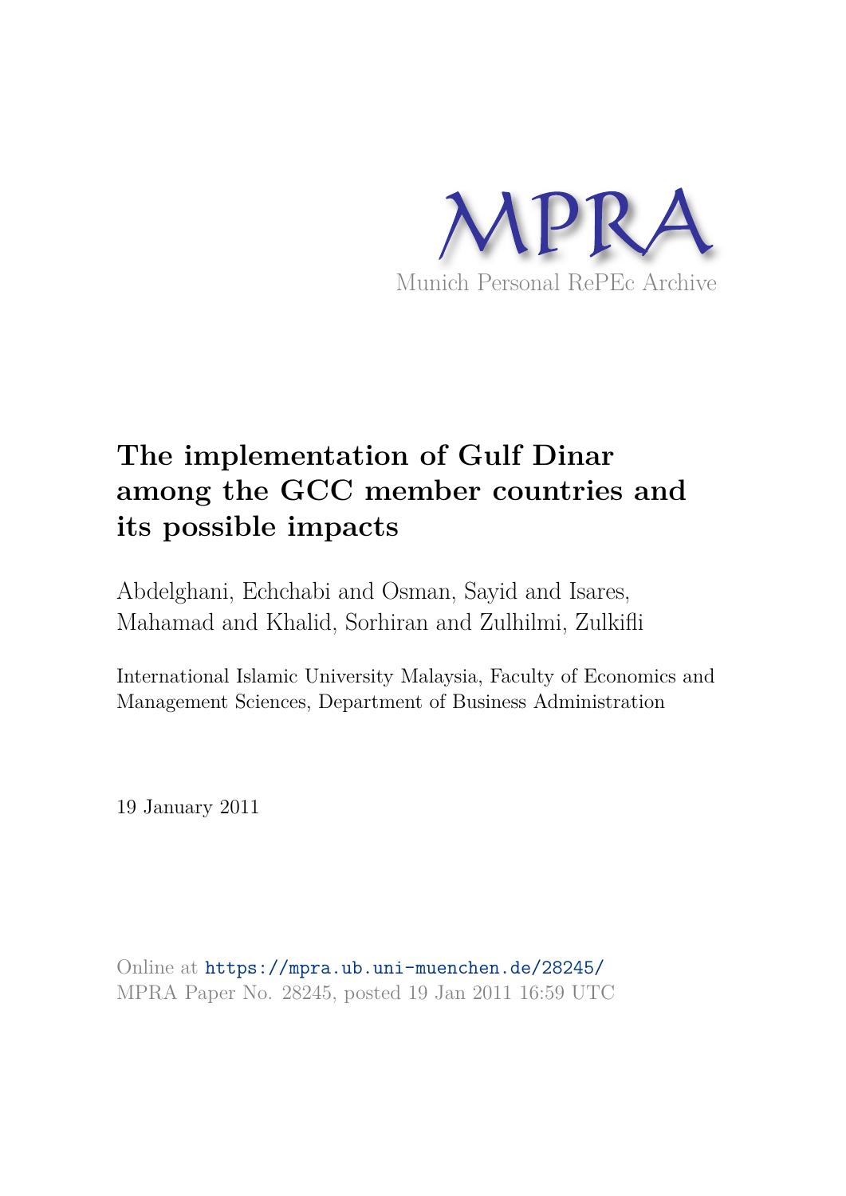MPRA

Munich Personal RePEc Archive

# The implementation of Gulf Dinar among the GCC member countries and its possible impacts

Abdelghani, Echchabi and Osman, Sayid and Isares, Mahamad and Khalid, Sorhiran and Zulhilmi, Zulkifli

International Islamic University Malaysia, Faculty of Economics and Management Sciences, Department of Business Administration

19 January 2011

Online at https://mpra.ub.uni-muenchen.de/28245/
MPRA Paper No. 28245, posted 19 Jan 2011 16:59 UTC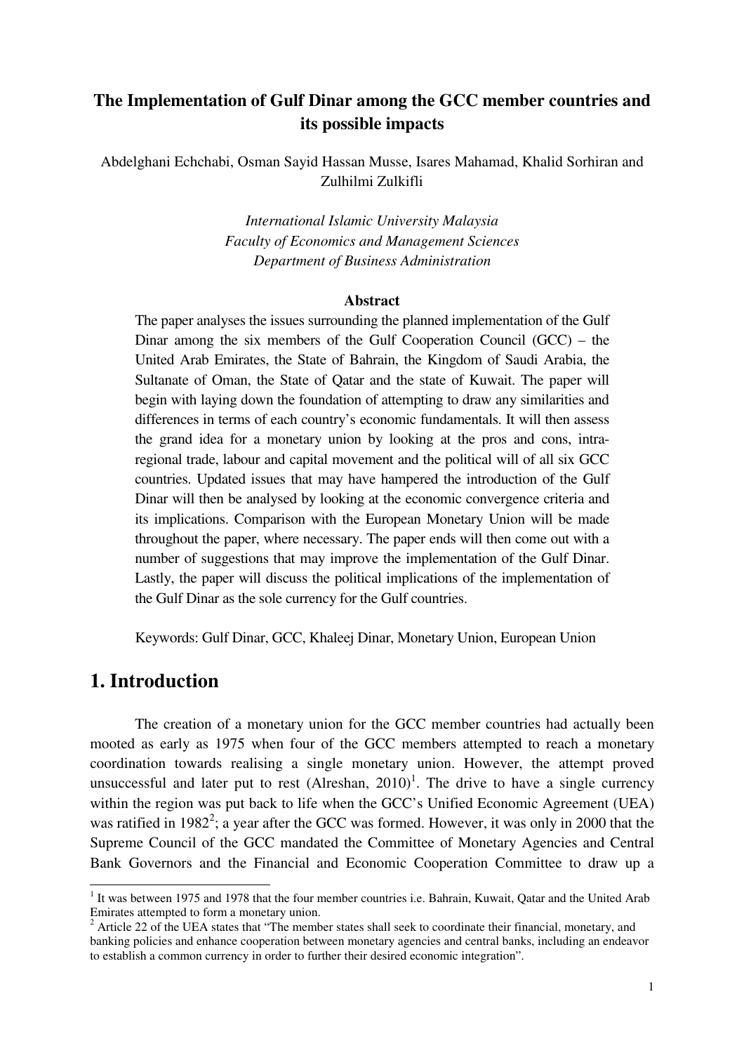# The Implementation of Gulf Dinar among the GCC member countries and its possible impacts

Abdelghani Echchabi, Osman Sayid Hassan Musse, Isares Mahamad, Khalid Sorhiran and Zulhilmi Zulkifli

*International Islamic University Malaysia*
*Faculty of Economics and Management Sciences*
*Department of Business Administration*

**Abstract**

The paper analyses the issues surrounding the planned implementation of the Gulf Dinar among the six members of the Gulf Cooperation Council (GCC) – the United Arab Emirates, the State of Bahrain, the Kingdom of Saudi Arabia, the Sultanate of Oman, the State of Qatar and the state of Kuwait. The paper will begin with laying down the foundation of attempting to draw any similarities and differences in terms of each country's economic fundamentals. It will then assess the grand idea for a monetary union by looking at the pros and cons, intra-regional trade, labour and capital movement and the political will of all six GCC countries. Updated issues that may have hampered the introduction of the Gulf Dinar will then be analysed by looking at the economic convergence criteria and its implications. Comparison with the European Monetary Union will be made throughout the paper, where necessary. The paper ends will then come out with a number of suggestions that may improve the implementation of the Gulf Dinar. Lastly, the paper will discuss the political implications of the implementation of the Gulf Dinar as the sole currency for the Gulf countries.

Keywords: Gulf Dinar, GCC, Khaleej Dinar, Monetary Union, European Union

## 1. Introduction

The creation of a monetary union for the GCC member countries had actually been mooted as early as 1975 when four of the GCC members attempted to reach a monetary coordination towards realising a single monetary union. However, the attempt proved unsuccessful and later put to rest (Alreshan, 2010)[1]. The drive to have a single currency within the region was put back to life when the GCC's Unified Economic Agreement (UEA) was ratified in 1982[2]; a year after the GCC was formed. However, it was only in 2000 that the Supreme Council of the GCC mandated the Committee of Monetary Agencies and Central Bank Governors and the Financial and Economic Cooperation Committee to draw up a

---

[1] It was between 1975 and 1978 that the four member countries i.e. Bahrain, Kuwait, Qatar and the United Arab Emirates attempted to form a monetary union.

[2] Article 22 of the UEA states that "The member states shall seek to coordinate their financial, monetary, and banking policies and enhance cooperation between monetary agencies and central banks, including an endeavor to establish a common currency in order to further their desired economic integration".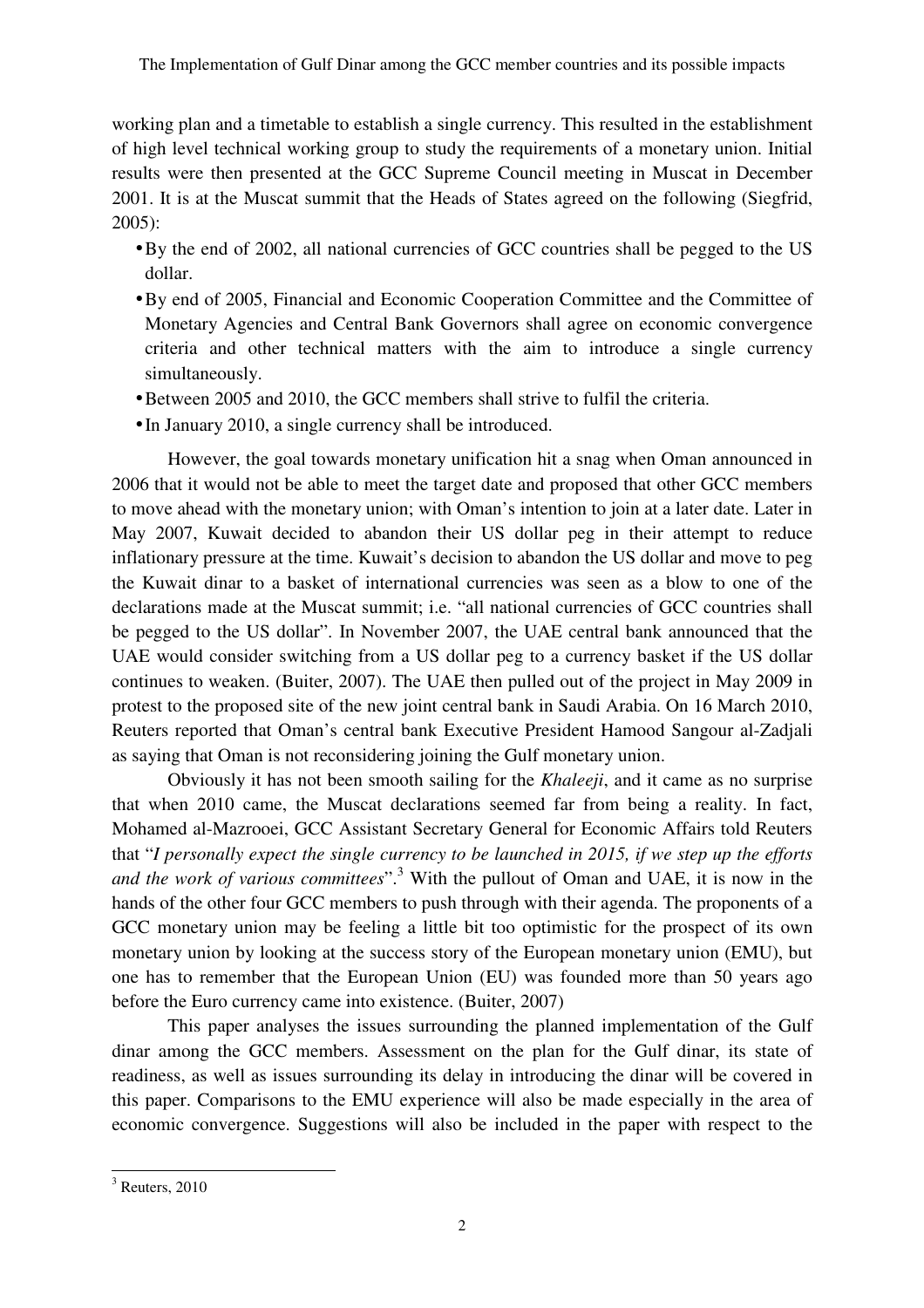working plan and a timetable to establish a single currency. This resulted in the establishment of high level technical working group to study the requirements of a monetary union. Initial results were then presented at the GCC Supreme Council meeting in Muscat in December 2001. It is at the Muscat summit that the Heads of States agreed on the following (Siegfrid, 2005):

- By the end of 2002, all national currencies of GCC countries shall be pegged to the US dollar.
- By end of 2005, Financial and Economic Cooperation Committee and the Committee of Monetary Agencies and Central Bank Governors shall agree on economic convergence criteria and other technical matters with the aim to introduce a single currency simultaneously.
- Between 2005 and 2010, the GCC members shall strive to fulfil the criteria.
- In January 2010, a single currency shall be introduced.

However, the goal towards monetary unification hit a snag when Oman announced in 2006 that it would not be able to meet the target date and proposed that other GCC members to move ahead with the monetary union; with Oman's intention to join at a later date. Later in May 2007, Kuwait decided to abandon their US dollar peg in their attempt to reduce inflationary pressure at the time. Kuwait's decision to abandon the US dollar and move to peg the Kuwait dinar to a basket of international currencies was seen as a blow to one of the declarations made at the Muscat summit; i.e. "all national currencies of GCC countries shall be pegged to the US dollar". In November 2007, the UAE central bank announced that the UAE would consider switching from a US dollar peg to a currency basket if the US dollar continues to weaken. (Buiter, 2007). The UAE then pulled out of the project in May 2009 in protest to the proposed site of the new joint central bank in Saudi Arabia. On 16 March 2010, Reuters reported that Oman's central bank Executive President Hamood Sangour al-Zadjali as saying that Oman is not reconsidering joining the Gulf monetary union.

Obviously it has not been smooth sailing for the *Khaleeji*, and it came as no surprise that when 2010 came, the Muscat declarations seemed far from being a reality. In fact, Mohamed al-Mazrooei, GCC Assistant Secretary General for Economic Affairs told Reuters that "*I personally expect the single currency to be launched in 2015, if we step up the efforts and the work of various committees*".[3] With the pullout of Oman and UAE, it is now in the hands of the other four GCC members to push through with their agenda. The proponents of a GCC monetary union may be feeling a little bit too optimistic for the prospect of its own monetary union by looking at the success story of the European monetary union (EMU), but one has to remember that the European Union (EU) was founded more than 50 years ago before the Euro currency came into existence. (Buiter, 2007)

This paper analyses the issues surrounding the planned implementation of the Gulf dinar among the GCC members. Assessment on the plan for the Gulf dinar, its state of readiness, as well as issues surrounding its delay in introducing the dinar will be covered in this paper. Comparisons to the EMU experience will also be made especially in the area of economic convergence. Suggestions will also be included in the paper with respect to the

[3] Reuters, 2010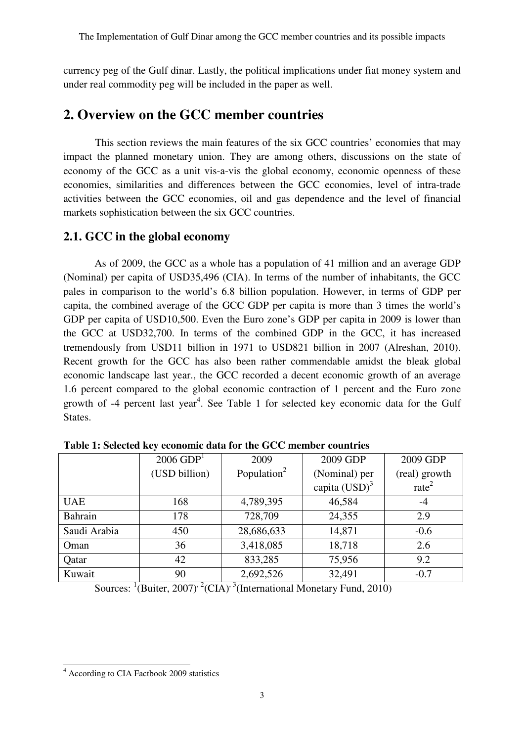currency peg of the Gulf dinar. Lastly, the political implications under fiat money system and under real commodity peg will be included in the paper as well.

## 2. Overview on the GCC member countries

This section reviews the main features of the six GCC countries' economies that may impact the planned monetary union. They are among others, discussions on the state of economy of the GCC as a unit vis-a-vis the global economy, economic openness of these economies, similarities and differences between the GCC economies, level of intra-trade activities between the GCC economies, oil and gas dependence and the level of financial markets sophistication between the six GCC countries.

### 2.1. GCC in the global economy

As of 2009, the GCC as a whole has a population of 41 million and an average GDP (Nominal) per capita of USD35,496 (CIA). In terms of the number of inhabitants, the GCC pales in comparison to the world's 6.8 billion population. However, in terms of GDP per capita, the combined average of the GCC GDP per capita is more than 3 times the world's GDP per capita of USD10,500. Even the Euro zone's GDP per capita in 2009 is lower than the GCC at USD32,700. In terms of the combined GDP in the GCC, it has increased tremendously from USD11 billion in 1971 to USD821 billion in 2007 (Alreshan, 2010). Recent growth for the GCC has also been rather commendable amidst the bleak global economic landscape last year., the GCC recorded a decent economic growth of an average 1.6 percent compared to the global economic contraction of 1 percent and the Euro zone growth of -4 percent last year[4]. See Table 1 for selected key economic data for the Gulf States.

**Table 1: Selected key economic data for the GCC member countries**

| | 2006 GDP[1] (USD billion) | 2009 Population[2] | 2009 GDP (Nominal) per capita (USD)[3] | 2009 GDP (real) growth rate[2] |
|---|---|---|---|---|
| UAE | 168 | 4,789,395 | 46,584 | -4 |
| Bahrain | 178 | 728,709 | 24,355 | 2.9 |
| Saudi Arabia | 450 | 28,686,633 | 14,871 | -0.6 |
| Oman | 36 | 3,418,085 | 18,718 | 2.6 |
| Qatar | 42 | 833,285 | 75,956 | 9.2 |
| Kuwait | 90 | 2,692,526 | 32,491 | -0.7 |

Sources: [1](Buiter, 2007). [2](CIA). [3](International Monetary Fund, 2010)

[4] According to CIA Factbook 2009 statistics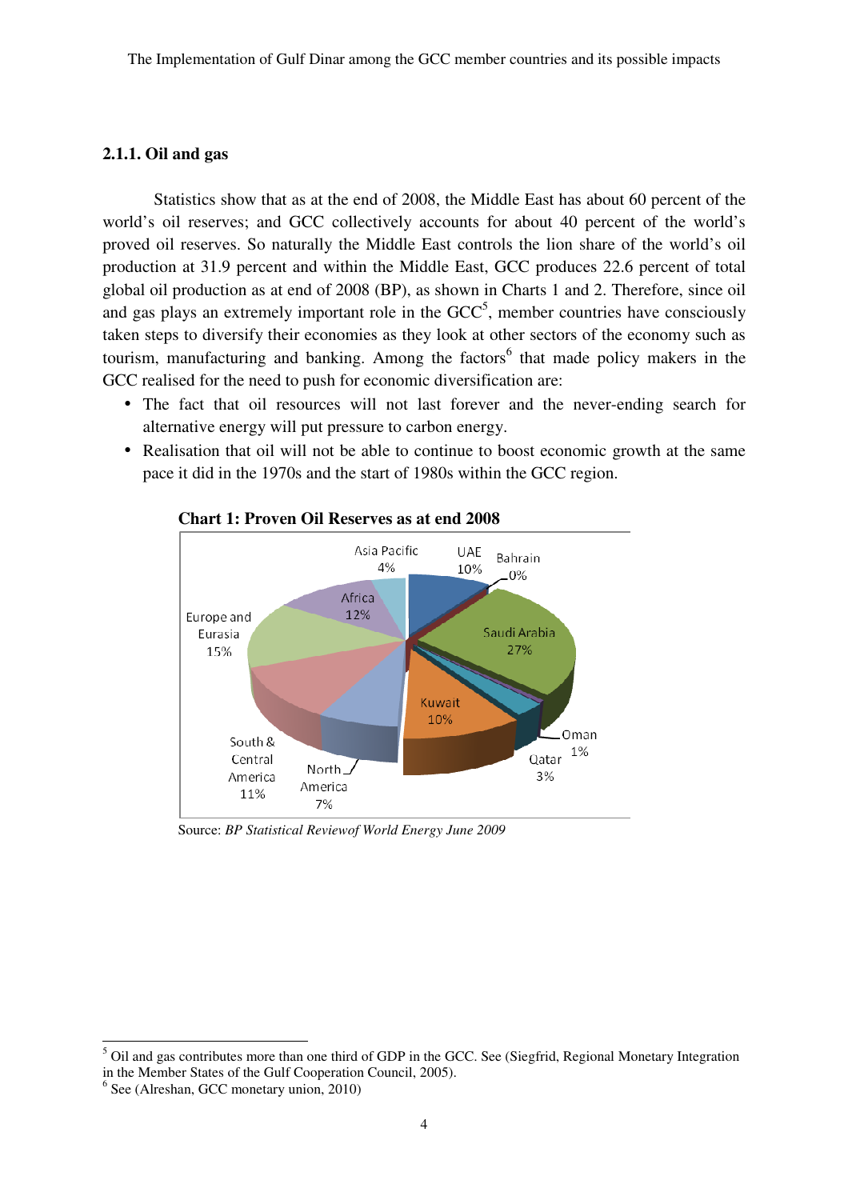### 2.1.1. Oil and gas

Statistics show that as at the end of 2008, the Middle East has about 60 percent of the world's oil reserves; and GCC collectively accounts for about 40 percent of the world's proved oil reserves. So naturally the Middle East controls the lion share of the world's oil production at 31.9 percent and within the Middle East, GCC produces 22.6 percent of total global oil production as at end of 2008 (BP), as shown in Charts 1 and 2. Therefore, since oil and gas plays an extremely important role in the GCC[5], member countries have consciously taken steps to diversify their economies as they look at other sectors of the economy such as tourism, manufacturing and banking. Among the factors[6] that made policy makers in the GCC realised for the need to push for economic diversification are:

- The fact that oil resources will not last forever and the never-ending search for alternative energy will put pressure to carbon energy.
- Realisation that oil will not be able to continue to boost economic growth at the same pace it did in the 1970s and the start of 1980s within the GCC region.

**Chart 1: Proven Oil Reserves as at end 2008**

| Region/Country | Share |
|---|---|
| UAE | 10% |
| Bahrain | 0% |
| Saudi Arabia | 27% |
| Oman | 1% |
| Qatar | 3% |
| Kuwait | 10% |
| North America | 7% |
| South & Central America | 11% |
| Europe and Eurasia | 15% |
| Africa | 12% |
| Asia Pacific | 4% |

Source: *BP Statistical Reviewof World Energy June 2009*

---

[5] Oil and gas contributes more than one third of GDP in the GCC. See (Siegfrid, Regional Monetary Integration in the Member States of the Gulf Cooperation Council, 2005).

[6] See (Alreshan, GCC monetary union, 2010)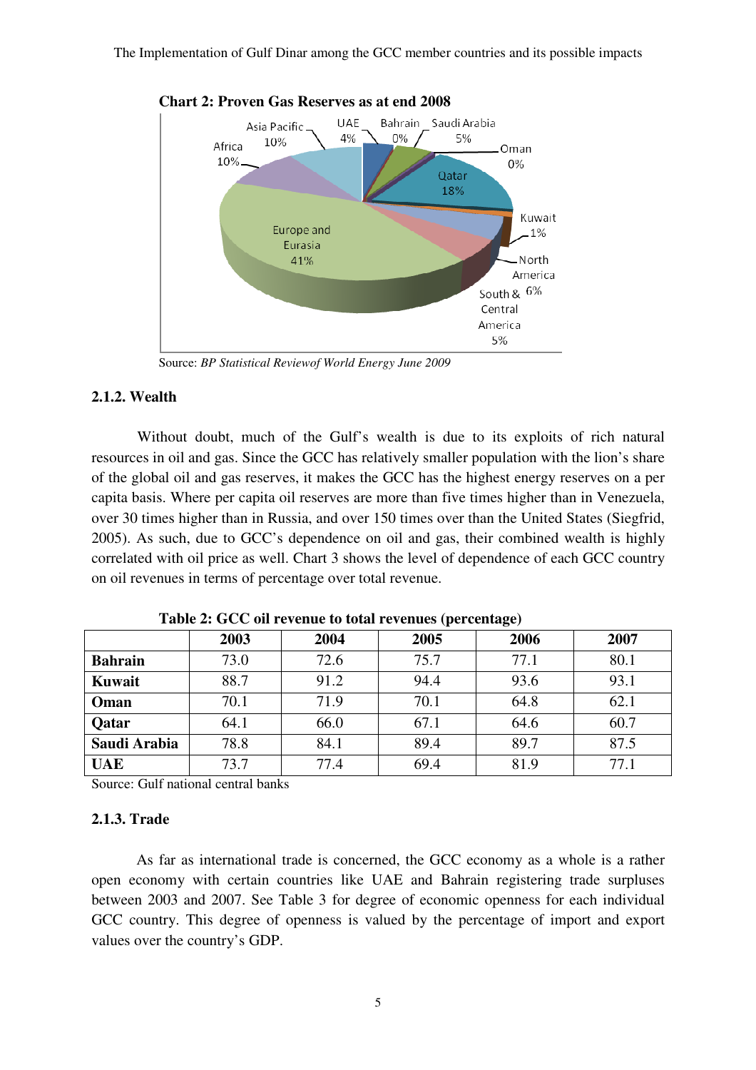**Chart 2: Proven Gas Reserves as at end 2008**

Source: *BP Statistical Reviewof World Energy June 2009*

### 2.1.2. Wealth

Without doubt, much of the Gulf's wealth is due to its exploits of rich natural resources in oil and gas. Since the GCC has relatively smaller population with the lion's share of the global oil and gas reserves, it makes the GCC has the highest energy reserves on a per capita basis. Where per capita oil reserves are more than five times higher than in Venezuela, over 30 times higher than in Russia, and over 150 times over than the United States (Siegfrid, 2005). As such, due to GCC's dependence on oil and gas, their combined wealth is highly correlated with oil price as well. Chart 3 shows the level of dependence of each GCC country on oil revenues in terms of percentage over total revenue.

**Table 2: GCC oil revenue to total revenues (percentage)**

| | 2003 | 2004 | 2005 | 2006 | 2007 |
|---|---|---|---|---|---|
| **Bahrain** | 73.0 | 72.6 | 75.7 | 77.1 | 80.1 |
| **Kuwait** | 88.7 | 91.2 | 94.4 | 93.6 | 93.1 |
| **Oman** | 70.1 | 71.9 | 70.1 | 64.8 | 62.1 |
| **Qatar** | 64.1 | 66.0 | 67.1 | 64.6 | 60.7 |
| **Saudi Arabia** | 78.8 | 84.1 | 89.4 | 89.7 | 87.5 |
| **UAE** | 73.7 | 77.4 | 69.4 | 81.9 | 77.1 |

Source: Gulf national central banks

### 2.1.3. Trade

As far as international trade is concerned, the GCC economy as a whole is a rather open economy with certain countries like UAE and Bahrain registering trade surpluses between 2003 and 2007. See Table 3 for degree of economic openness for each individual GCC country. This degree of openness is valued by the percentage of import and export values over the country's GDP.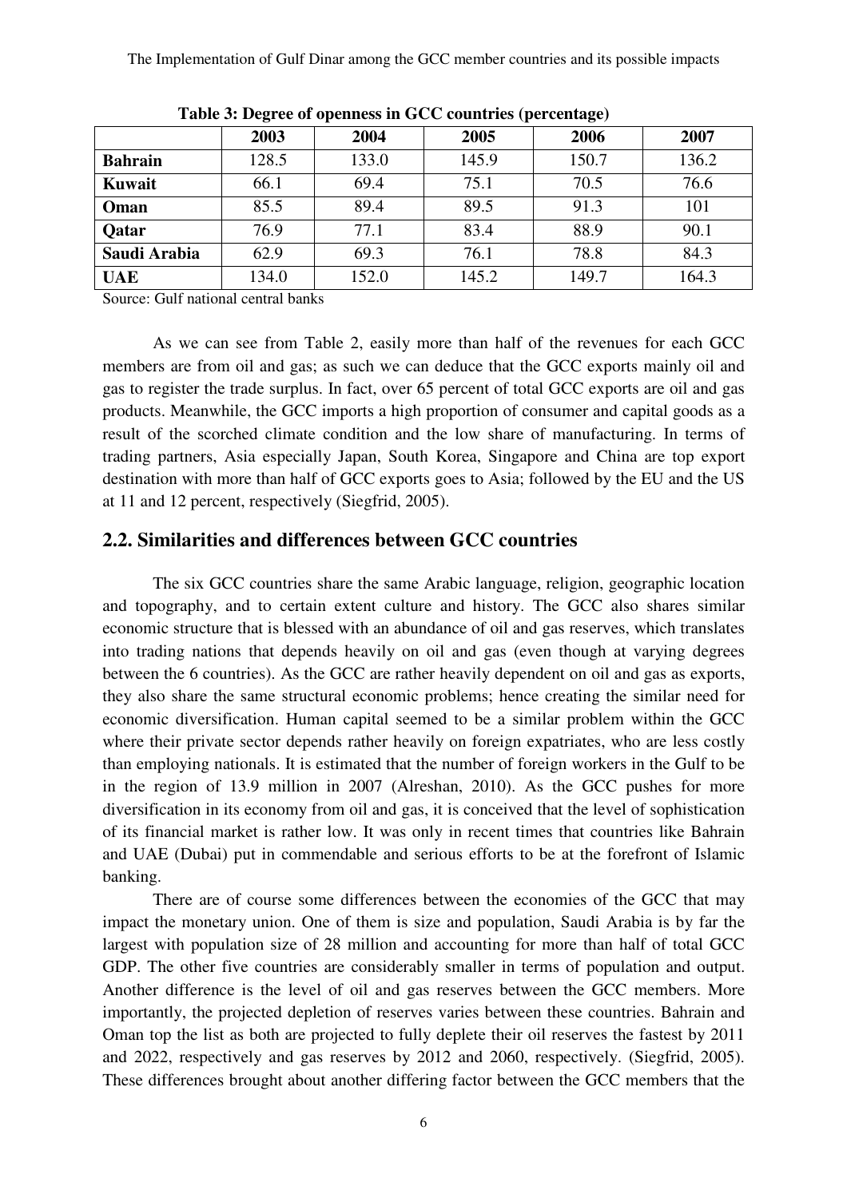**Table 3: Degree of openness in GCC countries (percentage)**

| | 2003 | 2004 | 2005 | 2006 | 2007 |
|---|---|---|---|---|---|
| **Bahrain** | 128.5 | 133.0 | 145.9 | 150.7 | 136.2 |
| **Kuwait** | 66.1 | 69.4 | 75.1 | 70.5 | 76.6 |
| **Oman** | 85.5 | 89.4 | 89.5 | 91.3 | 101 |
| **Qatar** | 76.9 | 77.1 | 83.4 | 88.9 | 90.1 |
| **Saudi Arabia** | 62.9 | 69.3 | 76.1 | 78.8 | 84.3 |
| **UAE** | 134.0 | 152.0 | 145.2 | 149.7 | 164.3 |

Source: Gulf national central banks

As we can see from Table 2, easily more than half of the revenues for each GCC members are from oil and gas; as such we can deduce that the GCC exports mainly oil and gas to register the trade surplus. In fact, over 65 percent of total GCC exports are oil and gas products. Meanwhile, the GCC imports a high proportion of consumer and capital goods as a result of the scorched climate condition and the low share of manufacturing. In terms of trading partners, Asia especially Japan, South Korea, Singapore and China are top export destination with more than half of GCC exports goes to Asia; followed by the EU and the US at 11 and 12 percent, respectively (Siegfrid, 2005).

## 2.2. Similarities and differences between GCC countries

The six GCC countries share the same Arabic language, religion, geographic location and topography, and to certain extent culture and history. The GCC also shares similar economic structure that is blessed with an abundance of oil and gas reserves, which translates into trading nations that depends heavily on oil and gas (even though at varying degrees between the 6 countries). As the GCC are rather heavily dependent on oil and gas as exports, they also share the same structural economic problems; hence creating the similar need for economic diversification. Human capital seemed to be a similar problem within the GCC where their private sector depends rather heavily on foreign expatriates, who are less costly than employing nationals. It is estimated that the number of foreign workers in the Gulf to be in the region of 13.9 million in 2007 (Alreshan, 2010). As the GCC pushes for more diversification in its economy from oil and gas, it is conceived that the level of sophistication of its financial market is rather low. It was only in recent times that countries like Bahrain and UAE (Dubai) put in commendable and serious efforts to be at the forefront of Islamic banking.

There are of course some differences between the economies of the GCC that may impact the monetary union. One of them is size and population, Saudi Arabia is by far the largest with population size of 28 million and accounting for more than half of total GCC GDP. The other five countries are considerably smaller in terms of population and output. Another difference is the level of oil and gas reserves between the GCC members. More importantly, the projected depletion of reserves varies between these countries. Bahrain and Oman top the list as both are projected to fully deplete their oil reserves the fastest by 2011 and 2022, respectively and gas reserves by 2012 and 2060, respectively. (Siegfrid, 2005). These differences brought about another differing factor between the GCC members that the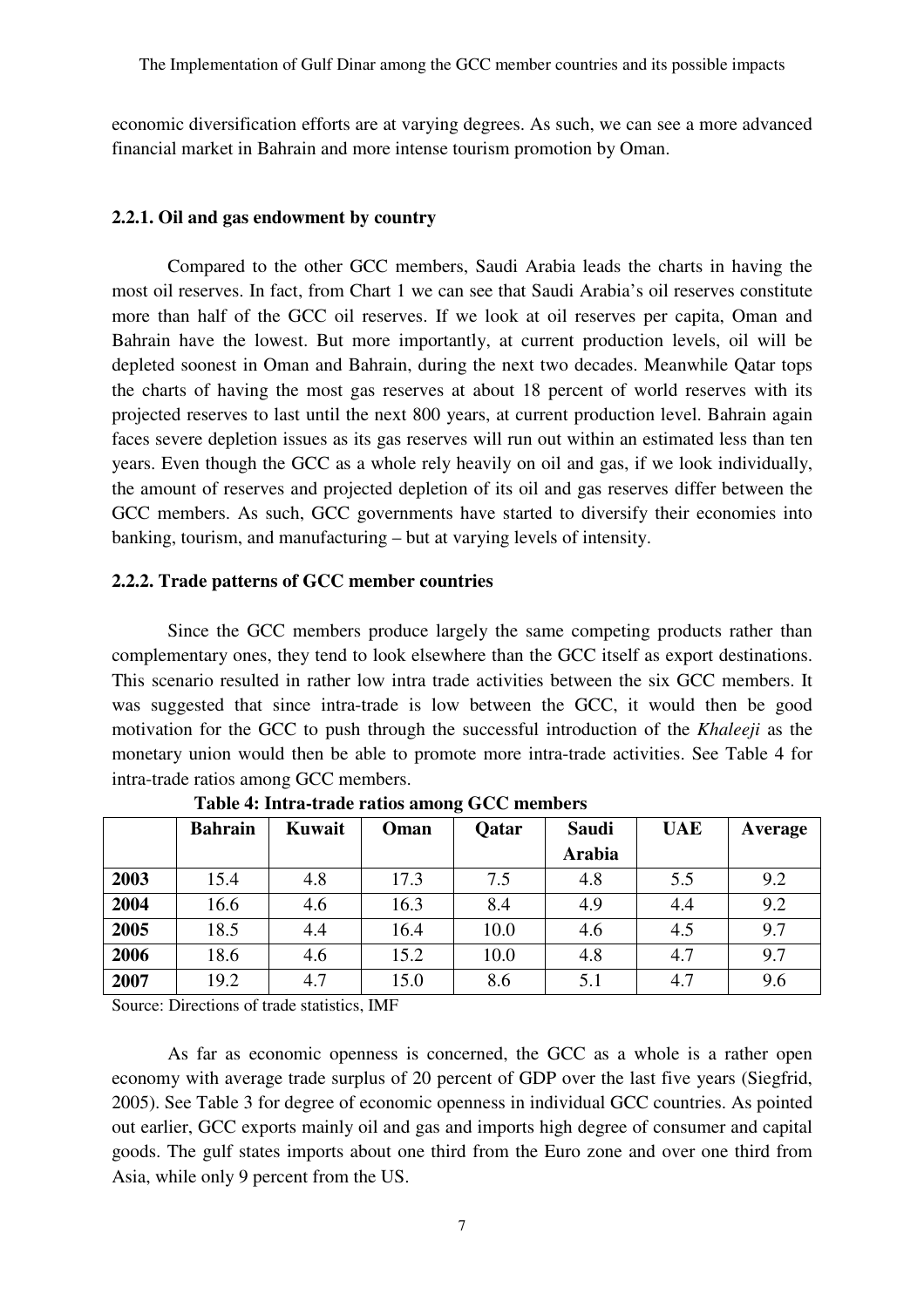economic diversification efforts are at varying degrees. As such, we can see a more advanced financial market in Bahrain and more intense tourism promotion by Oman.

### 2.2.1. Oil and gas endowment by country

Compared to the other GCC members, Saudi Arabia leads the charts in having the most oil reserves. In fact, from Chart 1 we can see that Saudi Arabia's oil reserves constitute more than half of the GCC oil reserves. If we look at oil reserves per capita, Oman and Bahrain have the lowest. But more importantly, at current production levels, oil will be depleted soonest in Oman and Bahrain, during the next two decades. Meanwhile Qatar tops the charts of having the most gas reserves at about 18 percent of world reserves with its projected reserves to last until the next 800 years, at current production level. Bahrain again faces severe depletion issues as its gas reserves will run out within an estimated less than ten years. Even though the GCC as a whole rely heavily on oil and gas, if we look individually, the amount of reserves and projected depletion of its oil and gas reserves differ between the GCC members. As such, GCC governments have started to diversify their economies into banking, tourism, and manufacturing – but at varying levels of intensity.

### 2.2.2. Trade patterns of GCC member countries

Since the GCC members produce largely the same competing products rather than complementary ones, they tend to look elsewhere than the GCC itself as export destinations. This scenario resulted in rather low intra trade activities between the six GCC members. It was suggested that since intra-trade is low between the GCC, it would then be good motivation for the GCC to push through the successful introduction of the *Khaleeji* as the monetary union would then be able to promote more intra-trade activities. See Table 4 for intra-trade ratios among GCC members.

**Table 4: Intra-trade ratios among GCC members**

| | Bahrain | Kuwait | Oman | Qatar | Saudi Arabia | UAE | Average |
|---|---|---|---|---|---|---|---|
| **2003** | 15.4 | 4.8 | 17.3 | 7.5 | 4.8 | 5.5 | 9.2 |
| **2004** | 16.6 | 4.6 | 16.3 | 8.4 | 4.9 | 4.4 | 9.2 |
| **2005** | 18.5 | 4.4 | 16.4 | 10.0 | 4.6 | 4.5 | 9.7 |
| **2006** | 18.6 | 4.6 | 15.2 | 10.0 | 4.8 | 4.7 | 9.7 |
| **2007** | 19.2 | 4.7 | 15.0 | 8.6 | 5.1 | 4.7 | 9.6 |

Source: Directions of trade statistics, IMF

As far as economic openness is concerned, the GCC as a whole is a rather open economy with average trade surplus of 20 percent of GDP over the last five years (Siegfrid, 2005). See Table 3 for degree of economic openness in individual GCC countries. As pointed out earlier, GCC exports mainly oil and gas and imports high degree of consumer and capital goods. The gulf states imports about one third from the Euro zone and over one third from Asia, while only 9 percent from the US.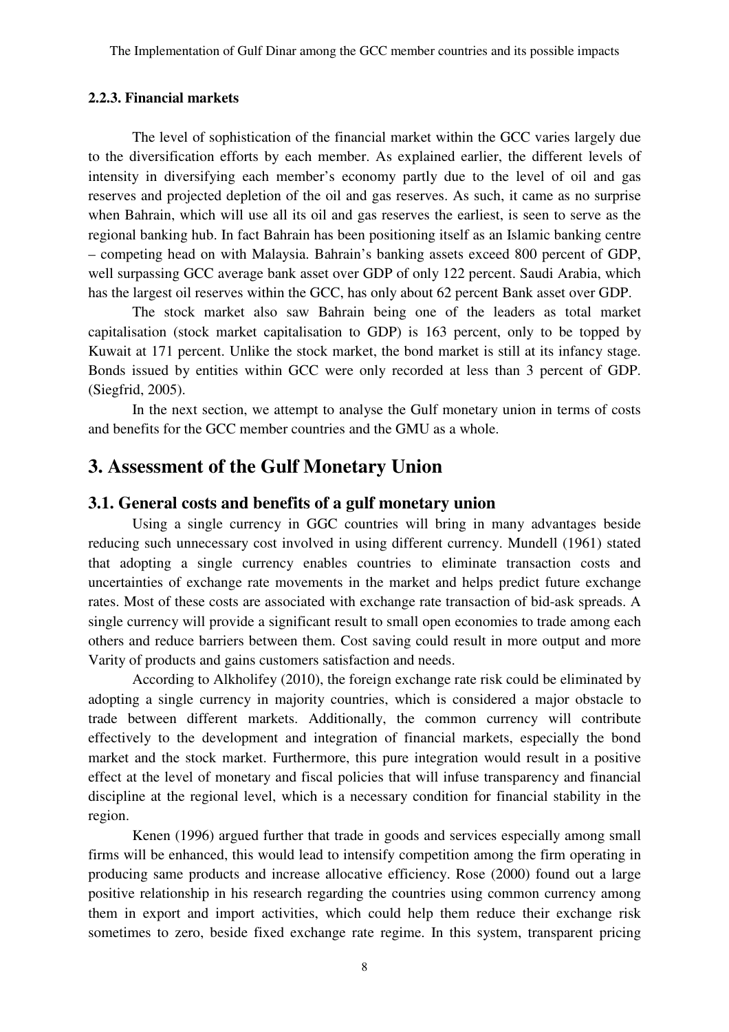### 2.2.3. Financial markets

The level of sophistication of the financial market within the GCC varies largely due to the diversification efforts by each member. As explained earlier, the different levels of intensity in diversifying each member's economy partly due to the level of oil and gas reserves and projected depletion of the oil and gas reserves. As such, it came as no surprise when Bahrain, which will use all its oil and gas reserves the earliest, is seen to serve as the regional banking hub. In fact Bahrain has been positioning itself as an Islamic banking centre – competing head on with Malaysia. Bahrain's banking assets exceed 800 percent of GDP, well surpassing GCC average bank asset over GDP of only 122 percent. Saudi Arabia, which has the largest oil reserves within the GCC, has only about 62 percent Bank asset over GDP.

The stock market also saw Bahrain being one of the leaders as total market capitalisation (stock market capitalisation to GDP) is 163 percent, only to be topped by Kuwait at 171 percent. Unlike the stock market, the bond market is still at its infancy stage. Bonds issued by entities within GCC were only recorded at less than 3 percent of GDP. (Siegfrid, 2005).

In the next section, we attempt to analyse the Gulf monetary union in terms of costs and benefits for the GCC member countries and the GMU as a whole.

# 3. Assessment of the Gulf Monetary Union

## 3.1. General costs and benefits of a gulf monetary union

Using a single currency in GGC countries will bring in many advantages beside reducing such unnecessary cost involved in using different currency. Mundell (1961) stated that adopting a single currency enables countries to eliminate transaction costs and uncertainties of exchange rate movements in the market and helps predict future exchange rates. Most of these costs are associated with exchange rate transaction of bid-ask spreads. A single currency will provide a significant result to small open economies to trade among each others and reduce barriers between them. Cost saving could result in more output and more Varity of products and gains customers satisfaction and needs.

According to Alkholifey (2010), the foreign exchange rate risk could be eliminated by adopting a single currency in majority countries, which is considered a major obstacle to trade between different markets. Additionally, the common currency will contribute effectively to the development and integration of financial markets, especially the bond market and the stock market. Furthermore, this pure integration would result in a positive effect at the level of monetary and fiscal policies that will infuse transparency and financial discipline at the regional level, which is a necessary condition for financial stability in the region.

Kenen (1996) argued further that trade in goods and services especially among small firms will be enhanced, this would lead to intensify competition among the firm operating in producing same products and increase allocative efficiency. Rose (2000) found out a large positive relationship in his research regarding the countries using common currency among them in export and import activities, which could help them reduce their exchange risk sometimes to zero, beside fixed exchange rate regime. In this system, transparent pricing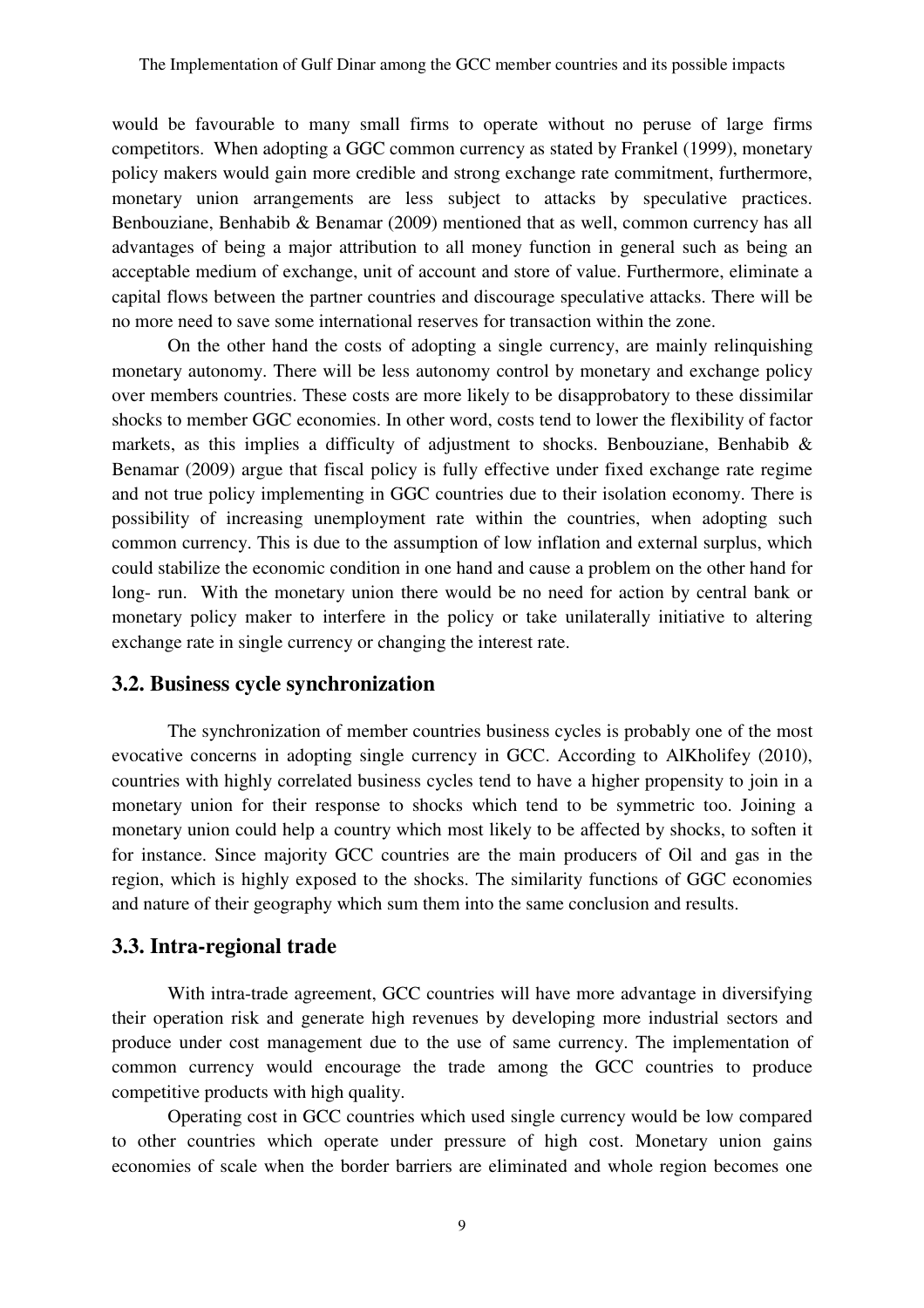would be favourable to many small firms to operate without no peruse of large firms competitors. When adopting a GGC common currency as stated by Frankel (1999), monetary policy makers would gain more credible and strong exchange rate commitment, furthermore, monetary union arrangements are less subject to attacks by speculative practices. Benbouziane, Benhabib & Benamar (2009) mentioned that as well, common currency has all advantages of being a major attribution to all money function in general such as being an acceptable medium of exchange, unit of account and store of value. Furthermore, eliminate a capital flows between the partner countries and discourage speculative attacks. There will be no more need to save some international reserves for transaction within the zone.

On the other hand the costs of adopting a single currency, are mainly relinquishing monetary autonomy. There will be less autonomy control by monetary and exchange policy over members countries. These costs are more likely to be disapprobatory to these dissimilar shocks to member GGC economies. In other word, costs tend to lower the flexibility of factor markets, as this implies a difficulty of adjustment to shocks. Benbouziane, Benhabib & Benamar (2009) argue that fiscal policy is fully effective under fixed exchange rate regime and not true policy implementing in GGC countries due to their isolation economy. There is possibility of increasing unemployment rate within the countries, when adopting such common currency. This is due to the assumption of low inflation and external surplus, which could stabilize the economic condition in one hand and cause a problem on the other hand for long- run. With the monetary union there would be no need for action by central bank or monetary policy maker to interfere in the policy or take unilaterally initiative to altering exchange rate in single currency or changing the interest rate.

## 3.2. Business cycle synchronization

The synchronization of member countries business cycles is probably one of the most evocative concerns in adopting single currency in GCC. According to AlKholifey (2010), countries with highly correlated business cycles tend to have a higher propensity to join in a monetary union for their response to shocks which tend to be symmetric too. Joining a monetary union could help a country which most likely to be affected by shocks, to soften it for instance. Since majority GCC countries are the main producers of Oil and gas in the region, which is highly exposed to the shocks. The similarity functions of GGC economies and nature of their geography which sum them into the same conclusion and results.

## 3.3. Intra-regional trade

With intra-trade agreement, GCC countries will have more advantage in diversifying their operation risk and generate high revenues by developing more industrial sectors and produce under cost management due to the use of same currency. The implementation of common currency would encourage the trade among the GCC countries to produce competitive products with high quality.

Operating cost in GCC countries which used single currency would be low compared to other countries which operate under pressure of high cost. Monetary union gains economies of scale when the border barriers are eliminated and whole region becomes one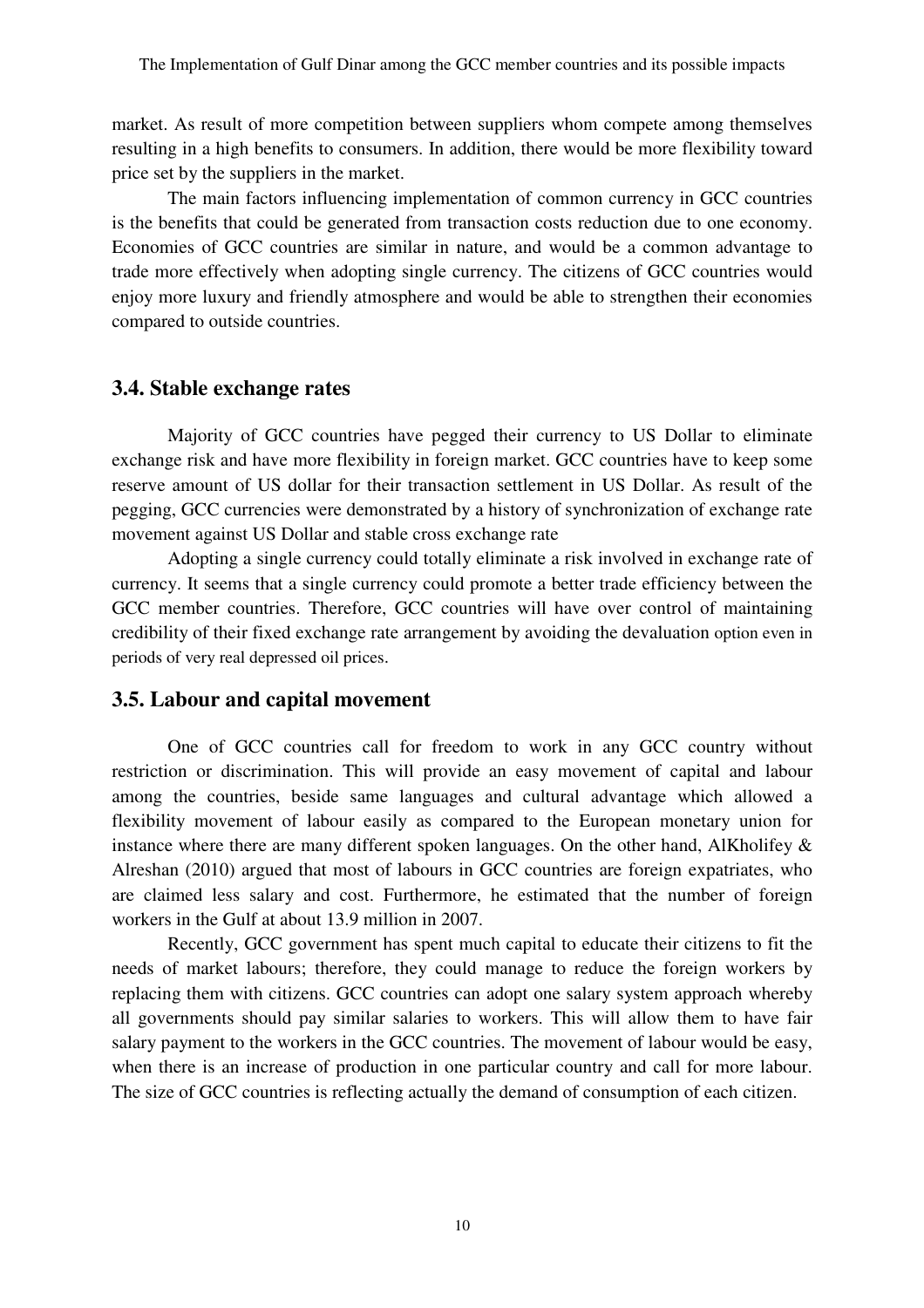market. As result of more competition between suppliers whom compete among themselves resulting in a high benefits to consumers. In addition, there would be more flexibility toward price set by the suppliers in the market.

The main factors influencing implementation of common currency in GCC countries is the benefits that could be generated from transaction costs reduction due to one economy. Economies of GCC countries are similar in nature, and would be a common advantage to trade more effectively when adopting single currency. The citizens of GCC countries would enjoy more luxury and friendly atmosphere and would be able to strengthen their economies compared to outside countries.

### 3.4. Stable exchange rates

Majority of GCC countries have pegged their currency to US Dollar to eliminate exchange risk and have more flexibility in foreign market. GCC countries have to keep some reserve amount of US dollar for their transaction settlement in US Dollar. As result of the pegging, GCC currencies were demonstrated by a history of synchronization of exchange rate movement against US Dollar and stable cross exchange rate

Adopting a single currency could totally eliminate a risk involved in exchange rate of currency. It seems that a single currency could promote a better trade efficiency between the GCC member countries. Therefore, GCC countries will have over control of maintaining credibility of their fixed exchange rate arrangement by avoiding the devaluation option even in periods of very real depressed oil prices.

### 3.5. Labour and capital movement

One of GCC countries call for freedom to work in any GCC country without restriction or discrimination. This will provide an easy movement of capital and labour among the countries, beside same languages and cultural advantage which allowed a flexibility movement of labour easily as compared to the European monetary union for instance where there are many different spoken languages. On the other hand, AlKholifey & Alreshan (2010) argued that most of labours in GCC countries are foreign expatriates, who are claimed less salary and cost. Furthermore, he estimated that the number of foreign workers in the Gulf at about 13.9 million in 2007.

Recently, GCC government has spent much capital to educate their citizens to fit the needs of market labours; therefore, they could manage to reduce the foreign workers by replacing them with citizens. GCC countries can adopt one salary system approach whereby all governments should pay similar salaries to workers. This will allow them to have fair salary payment to the workers in the GCC countries. The movement of labour would be easy, when there is an increase of production in one particular country and call for more labour. The size of GCC countries is reflecting actually the demand of consumption of each citizen.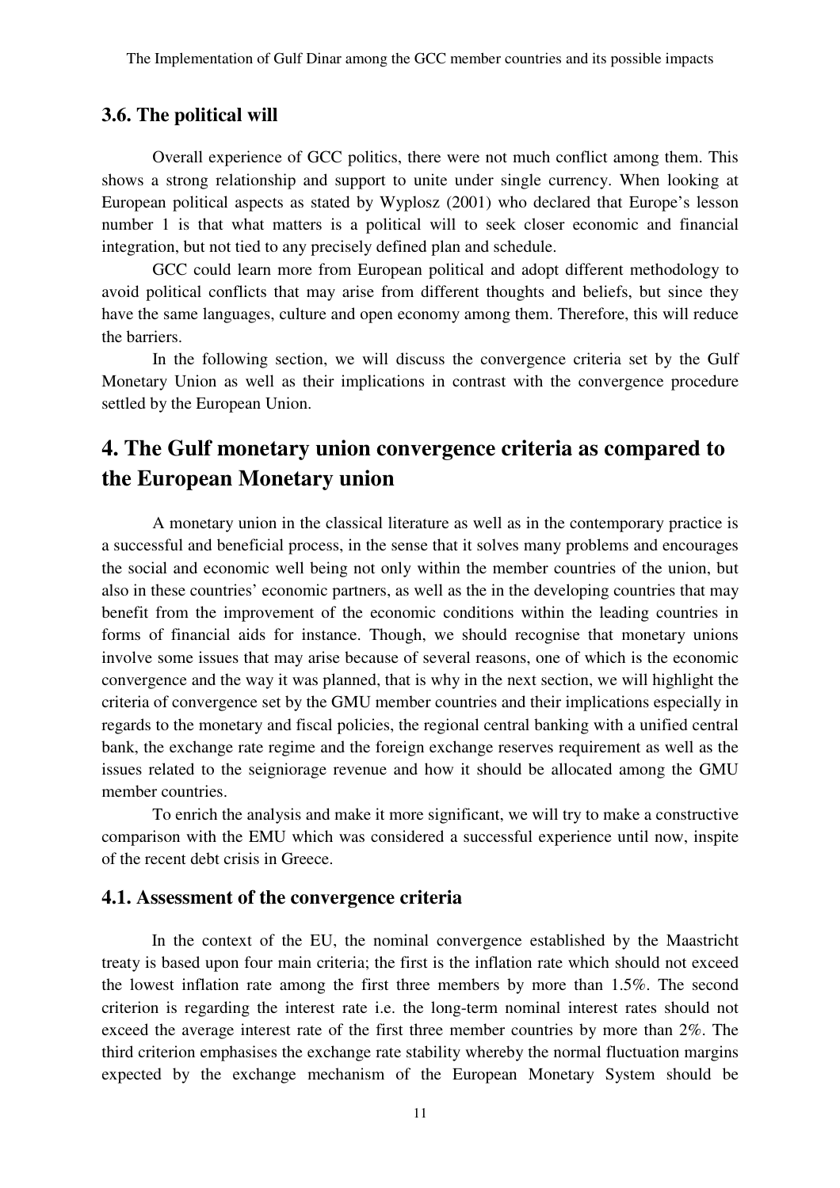### 3.6. The political will

Overall experience of GCC politics, there were not much conflict among them. This shows a strong relationship and support to unite under single currency. When looking at European political aspects as stated by Wyplosz (2001) who declared that Europe's lesson number 1 is that what matters is a political will to seek closer economic and financial integration, but not tied to any precisely defined plan and schedule.

GCC could learn more from European political and adopt different methodology to avoid political conflicts that may arise from different thoughts and beliefs, but since they have the same languages, culture and open economy among them. Therefore, this will reduce the barriers.

In the following section, we will discuss the convergence criteria set by the Gulf Monetary Union as well as their implications in contrast with the convergence procedure settled by the European Union.

## 4. The Gulf monetary union convergence criteria as compared to the European Monetary union

A monetary union in the classical literature as well as in the contemporary practice is a successful and beneficial process, in the sense that it solves many problems and encourages the social and economic well being not only within the member countries of the union, but also in these countries' economic partners, as well as the in the developing countries that may benefit from the improvement of the economic conditions within the leading countries in forms of financial aids for instance. Though, we should recognise that monetary unions involve some issues that may arise because of several reasons, one of which is the economic convergence and the way it was planned, that is why in the next section, we will highlight the criteria of convergence set by the GMU member countries and their implications especially in regards to the monetary and fiscal policies, the regional central banking with a unified central bank, the exchange rate regime and the foreign exchange reserves requirement as well as the issues related to the seigniorage revenue and how it should be allocated among the GMU member countries.

To enrich the analysis and make it more significant, we will try to make a constructive comparison with the EMU which was considered a successful experience until now, inspite of the recent debt crisis in Greece.

### 4.1. Assessment of the convergence criteria

In the context of the EU, the nominal convergence established by the Maastricht treaty is based upon four main criteria; the first is the inflation rate which should not exceed the lowest inflation rate among the first three members by more than 1.5%. The second criterion is regarding the interest rate i.e. the long-term nominal interest rates should not exceed the average interest rate of the first three member countries by more than 2%. The third criterion emphasises the exchange rate stability whereby the normal fluctuation margins expected by the exchange mechanism of the European Monetary System should be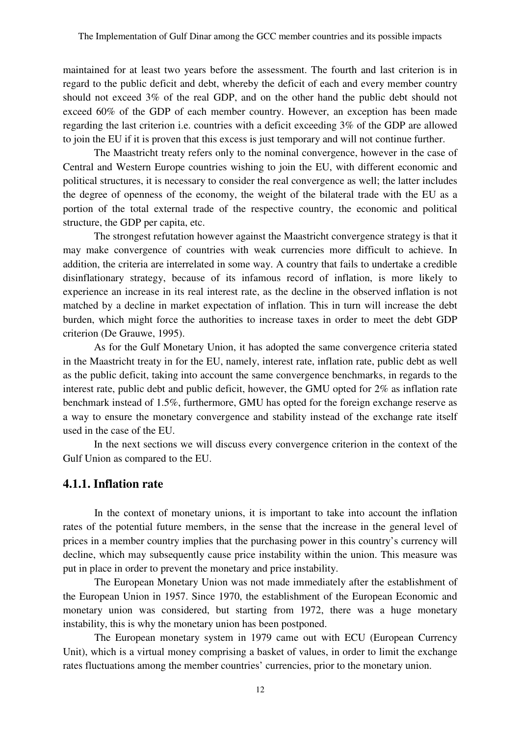maintained for at least two years before the assessment. The fourth and last criterion is in regard to the public deficit and debt, whereby the deficit of each and every member country should not exceed 3% of the real GDP, and on the other hand the public debt should not exceed 60% of the GDP of each member country. However, an exception has been made regarding the last criterion i.e. countries with a deficit exceeding 3% of the GDP are allowed to join the EU if it is proven that this excess is just temporary and will not continue further.

The Maastricht treaty refers only to the nominal convergence, however in the case of Central and Western Europe countries wishing to join the EU, with different economic and political structures, it is necessary to consider the real convergence as well; the latter includes the degree of openness of the economy, the weight of the bilateral trade with the EU as a portion of the total external trade of the respective country, the economic and political structure, the GDP per capita, etc.

The strongest refutation however against the Maastricht convergence strategy is that it may make convergence of countries with weak currencies more difficult to achieve. In addition, the criteria are interrelated in some way. A country that fails to undertake a credible disinflationary strategy, because of its infamous record of inflation, is more likely to experience an increase in its real interest rate, as the decline in the observed inflation is not matched by a decline in market expectation of inflation. This in turn will increase the debt burden, which might force the authorities to increase taxes in order to meet the debt GDP criterion (De Grauwe, 1995).

As for the Gulf Monetary Union, it has adopted the same convergence criteria stated in the Maastricht treaty in for the EU, namely, interest rate, inflation rate, public debt as well as the public deficit, taking into account the same convergence benchmarks, in regards to the interest rate, public debt and public deficit, however, the GMU opted for 2% as inflation rate benchmark instead of 1.5%, furthermore, GMU has opted for the foreign exchange reserve as a way to ensure the monetary convergence and stability instead of the exchange rate itself used in the case of the EU.

In the next sections we will discuss every convergence criterion in the context of the Gulf Union as compared to the EU.

### 4.1.1. Inflation rate

In the context of monetary unions, it is important to take into account the inflation rates of the potential future members, in the sense that the increase in the general level of prices in a member country implies that the purchasing power in this country's currency will decline, which may subsequently cause price instability within the union. This measure was put in place in order to prevent the monetary and price instability.

The European Monetary Union was not made immediately after the establishment of the European Union in 1957. Since 1970, the establishment of the European Economic and monetary union was considered, but starting from 1972, there was a huge monetary instability, this is why the monetary union has been postponed.

The European monetary system in 1979 came out with ECU (European Currency Unit), which is a virtual money comprising a basket of values, in order to limit the exchange rates fluctuations among the member countries' currencies, prior to the monetary union.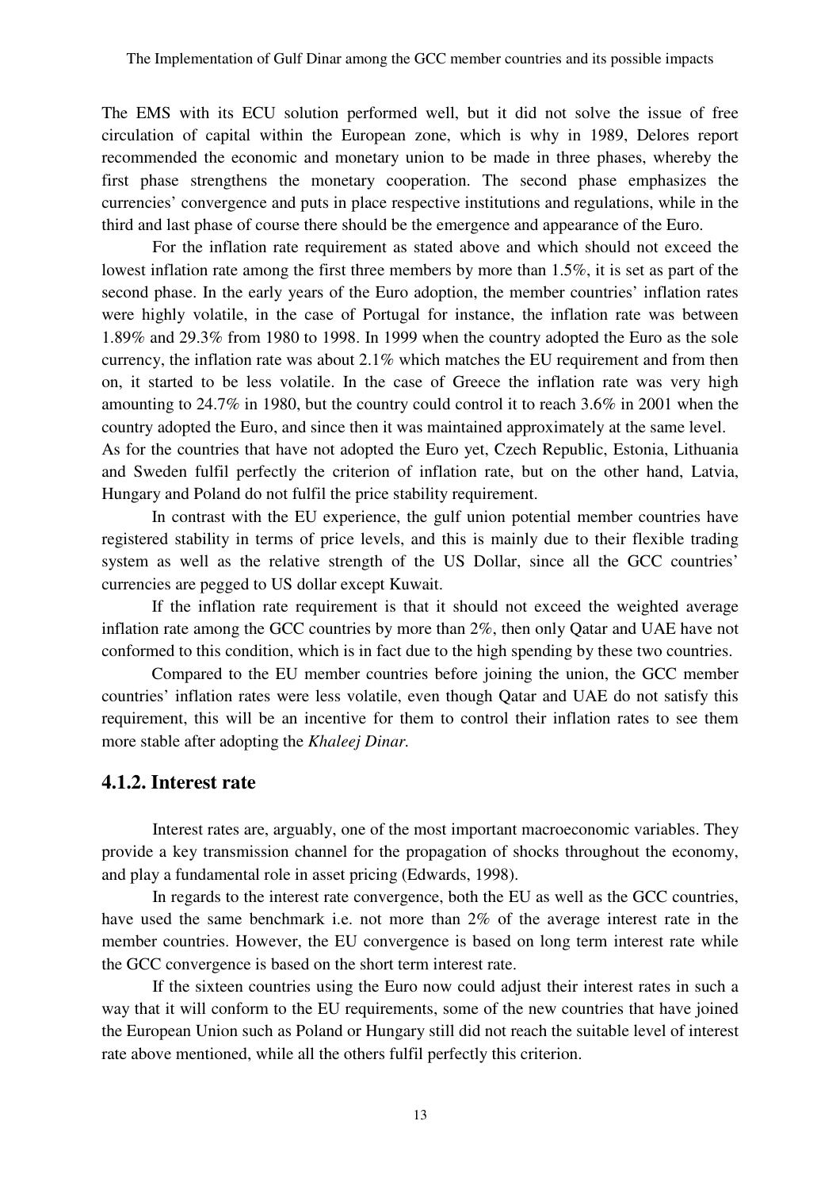The EMS with its ECU solution performed well, but it did not solve the issue of free circulation of capital within the European zone, which is why in 1989, Delores report recommended the economic and monetary union to be made in three phases, whereby the first phase strengthens the monetary cooperation. The second phase emphasizes the currencies' convergence and puts in place respective institutions and regulations, while in the third and last phase of course there should be the emergence and appearance of the Euro.

For the inflation rate requirement as stated above and which should not exceed the lowest inflation rate among the first three members by more than 1.5%, it is set as part of the second phase. In the early years of the Euro adoption, the member countries' inflation rates were highly volatile, in the case of Portugal for instance, the inflation rate was between 1.89% and 29.3% from 1980 to 1998. In 1999 when the country adopted the Euro as the sole currency, the inflation rate was about 2.1% which matches the EU requirement and from then on, it started to be less volatile. In the case of Greece the inflation rate was very high amounting to 24.7% in 1980, but the country could control it to reach 3.6% in 2001 when the country adopted the Euro, and since then it was maintained approximately at the same level. As for the countries that have not adopted the Euro yet, Czech Republic, Estonia, Lithuania and Sweden fulfil perfectly the criterion of inflation rate, but on the other hand, Latvia, Hungary and Poland do not fulfil the price stability requirement.

In contrast with the EU experience, the gulf union potential member countries have registered stability in terms of price levels, and this is mainly due to their flexible trading system as well as the relative strength of the US Dollar, since all the GCC countries' currencies are pegged to US dollar except Kuwait.

If the inflation rate requirement is that it should not exceed the weighted average inflation rate among the GCC countries by more than 2%, then only Qatar and UAE have not conformed to this condition, which is in fact due to the high spending by these two countries.

Compared to the EU member countries before joining the union, the GCC member countries' inflation rates were less volatile, even though Qatar and UAE do not satisfy this requirement, this will be an incentive for them to control their inflation rates to see them more stable after adopting the *Khaleej Dinar.*

### 4.1.2. Interest rate

Interest rates are, arguably, one of the most important macroeconomic variables. They provide a key transmission channel for the propagation of shocks throughout the economy, and play a fundamental role in asset pricing (Edwards, 1998).

In regards to the interest rate convergence, both the EU as well as the GCC countries, have used the same benchmark i.e. not more than 2% of the average interest rate in the member countries. However, the EU convergence is based on long term interest rate while the GCC convergence is based on the short term interest rate.

If the sixteen countries using the Euro now could adjust their interest rates in such a way that it will conform to the EU requirements, some of the new countries that have joined the European Union such as Poland or Hungary still did not reach the suitable level of interest rate above mentioned, while all the others fulfil perfectly this criterion.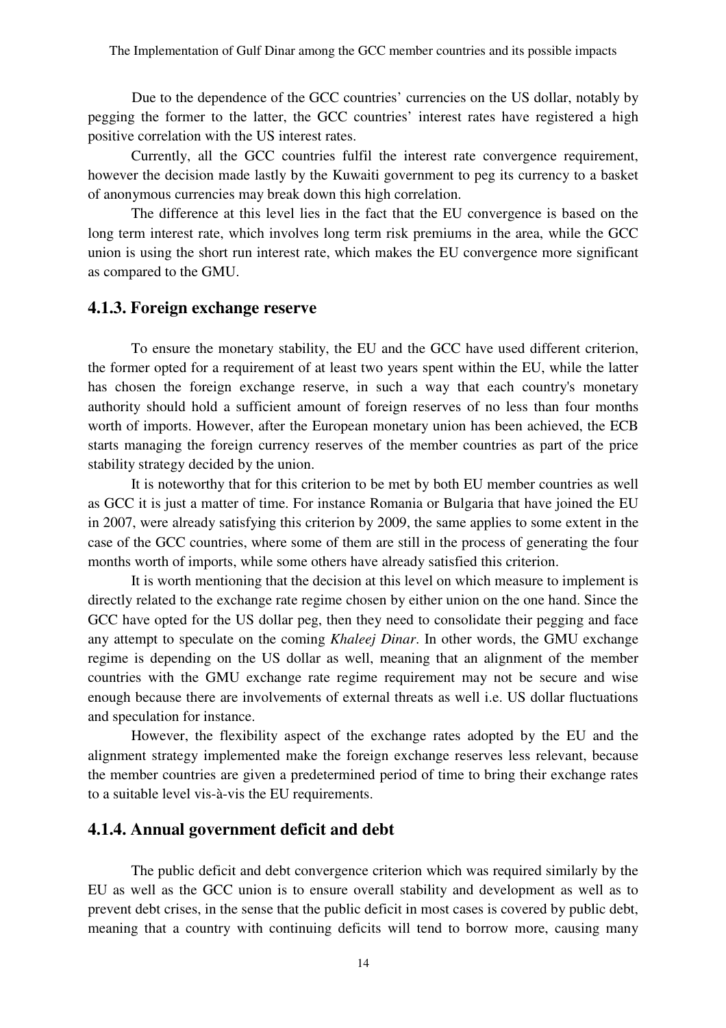Due to the dependence of the GCC countries' currencies on the US dollar, notably by pegging the former to the latter, the GCC countries' interest rates have registered a high positive correlation with the US interest rates.

Currently, all the GCC countries fulfil the interest rate convergence requirement, however the decision made lastly by the Kuwaiti government to peg its currency to a basket of anonymous currencies may break down this high correlation.

The difference at this level lies in the fact that the EU convergence is based on the long term interest rate, which involves long term risk premiums in the area, while the GCC union is using the short run interest rate, which makes the EU convergence more significant as compared to the GMU.

### 4.1.3. Foreign exchange reserve

To ensure the monetary stability, the EU and the GCC have used different criterion, the former opted for a requirement of at least two years spent within the EU, while the latter has chosen the foreign exchange reserve, in such a way that each country's monetary authority should hold a sufficient amount of foreign reserves of no less than four months worth of imports. However, after the European monetary union has been achieved, the ECB starts managing the foreign currency reserves of the member countries as part of the price stability strategy decided by the union.

It is noteworthy that for this criterion to be met by both EU member countries as well as GCC it is just a matter of time. For instance Romania or Bulgaria that have joined the EU in 2007, were already satisfying this criterion by 2009, the same applies to some extent in the case of the GCC countries, where some of them are still in the process of generating the four months worth of imports, while some others have already satisfied this criterion.

It is worth mentioning that the decision at this level on which measure to implement is directly related to the exchange rate regime chosen by either union on the one hand. Since the GCC have opted for the US dollar peg, then they need to consolidate their pegging and face any attempt to speculate on the coming *Khaleej Dinar*. In other words, the GMU exchange regime is depending on the US dollar as well, meaning that an alignment of the member countries with the GMU exchange rate regime requirement may not be secure and wise enough because there are involvements of external threats as well i.e. US dollar fluctuations and speculation for instance.

However, the flexibility aspect of the exchange rates adopted by the EU and the alignment strategy implemented make the foreign exchange reserves less relevant, because the member countries are given a predetermined period of time to bring their exchange rates to a suitable level vis-à-vis the EU requirements.

### 4.1.4. Annual government deficit and debt

The public deficit and debt convergence criterion which was required similarly by the EU as well as the GCC union is to ensure overall stability and development as well as to prevent debt crises, in the sense that the public deficit in most cases is covered by public debt, meaning that a country with continuing deficits will tend to borrow more, causing many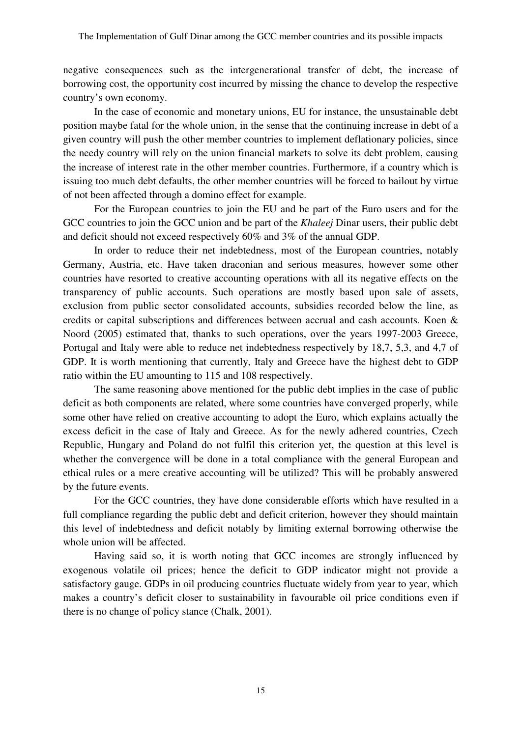negative consequences such as the intergenerational transfer of debt, the increase of borrowing cost, the opportunity cost incurred by missing the chance to develop the respective country's own economy.

In the case of economic and monetary unions, EU for instance, the unsustainable debt position maybe fatal for the whole union, in the sense that the continuing increase in debt of a given country will push the other member countries to implement deflationary policies, since the needy country will rely on the union financial markets to solve its debt problem, causing the increase of interest rate in the other member countries. Furthermore, if a country which is issuing too much debt defaults, the other member countries will be forced to bailout by virtue of not been affected through a domino effect for example.

For the European countries to join the EU and be part of the Euro users and for the GCC countries to join the GCC union and be part of the *Khaleej* Dinar users, their public debt and deficit should not exceed respectively 60% and 3% of the annual GDP.

In order to reduce their net indebtedness, most of the European countries, notably Germany, Austria, etc. Have taken draconian and serious measures, however some other countries have resorted to creative accounting operations with all its negative effects on the transparency of public accounts. Such operations are mostly based upon sale of assets, exclusion from public sector consolidated accounts, subsidies recorded below the line, as credits or capital subscriptions and differences between accrual and cash accounts. Koen & Noord (2005) estimated that, thanks to such operations, over the years 1997-2003 Greece, Portugal and Italy were able to reduce net indebtedness respectively by 18,7, 5,3, and 4,7 of GDP. It is worth mentioning that currently, Italy and Greece have the highest debt to GDP ratio within the EU amounting to 115 and 108 respectively.

The same reasoning above mentioned for the public debt implies in the case of public deficit as both components are related, where some countries have converged properly, while some other have relied on creative accounting to adopt the Euro, which explains actually the excess deficit in the case of Italy and Greece. As for the newly adhered countries, Czech Republic, Hungary and Poland do not fulfil this criterion yet, the question at this level is whether the convergence will be done in a total compliance with the general European and ethical rules or a mere creative accounting will be utilized? This will be probably answered by the future events.

For the GCC countries, they have done considerable efforts which have resulted in a full compliance regarding the public debt and deficit criterion, however they should maintain this level of indebtedness and deficit notably by limiting external borrowing otherwise the whole union will be affected.

Having said so, it is worth noting that GCC incomes are strongly influenced by exogenous volatile oil prices; hence the deficit to GDP indicator might not provide a satisfactory gauge. GDPs in oil producing countries fluctuate widely from year to year, which makes a country's deficit closer to sustainability in favourable oil price conditions even if there is no change of policy stance (Chalk, 2001).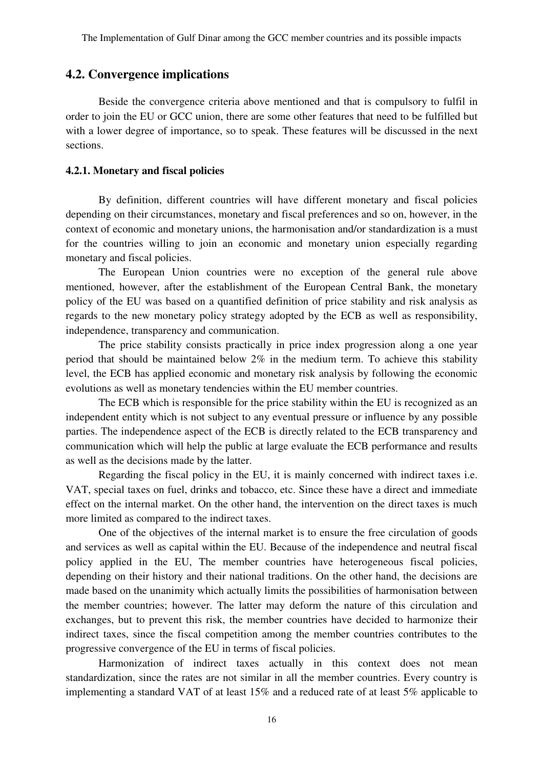## 4.2. Convergence implications

Beside the convergence criteria above mentioned and that is compulsory to fulfil in order to join the EU or GCC union, there are some other features that need to be fulfilled but with a lower degree of importance, so to speak. These features will be discussed in the next sections.

### 4.2.1. Monetary and fiscal policies

By definition, different countries will have different monetary and fiscal policies depending on their circumstances, monetary and fiscal preferences and so on, however, in the context of economic and monetary unions, the harmonisation and/or standardization is a must for the countries willing to join an economic and monetary union especially regarding monetary and fiscal policies.

The European Union countries were no exception of the general rule above mentioned, however, after the establishment of the European Central Bank, the monetary policy of the EU was based on a quantified definition of price stability and risk analysis as regards to the new monetary policy strategy adopted by the ECB as well as responsibility, independence, transparency and communication.

The price stability consists practically in price index progression along a one year period that should be maintained below 2% in the medium term. To achieve this stability level, the ECB has applied economic and monetary risk analysis by following the economic evolutions as well as monetary tendencies within the EU member countries.

The ECB which is responsible for the price stability within the EU is recognized as an independent entity which is not subject to any eventual pressure or influence by any possible parties. The independence aspect of the ECB is directly related to the ECB transparency and communication which will help the public at large evaluate the ECB performance and results as well as the decisions made by the latter.

Regarding the fiscal policy in the EU, it is mainly concerned with indirect taxes i.e. VAT, special taxes on fuel, drinks and tobacco, etc. Since these have a direct and immediate effect on the internal market. On the other hand, the intervention on the direct taxes is much more limited as compared to the indirect taxes.

One of the objectives of the internal market is to ensure the free circulation of goods and services as well as capital within the EU. Because of the independence and neutral fiscal policy applied in the EU, The member countries have heterogeneous fiscal policies, depending on their history and their national traditions. On the other hand, the decisions are made based on the unanimity which actually limits the possibilities of harmonisation between the member countries; however. The latter may deform the nature of this circulation and exchanges, but to prevent this risk, the member countries have decided to harmonize their indirect taxes, since the fiscal competition among the member countries contributes to the progressive convergence of the EU in terms of fiscal policies.

Harmonization of indirect taxes actually in this context does not mean standardization, since the rates are not similar in all the member countries. Every country is implementing a standard VAT of at least 15% and a reduced rate of at least 5% applicable to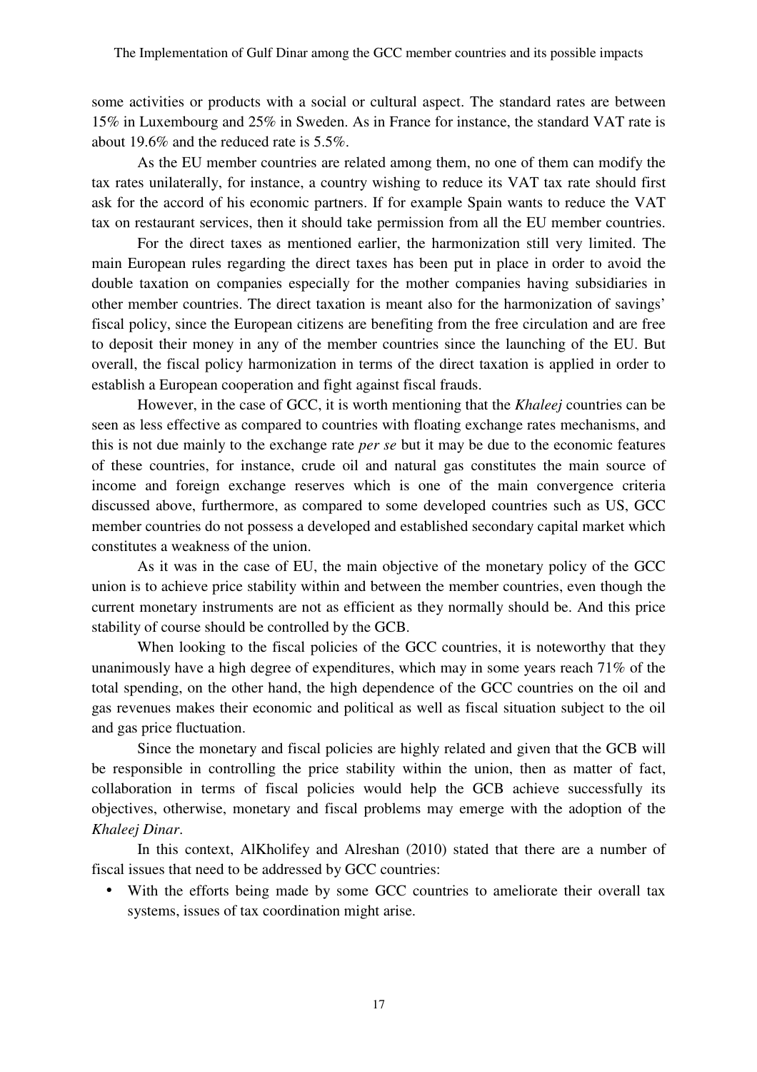some activities or products with a social or cultural aspect. The standard rates are between 15% in Luxembourg and 25% in Sweden. As in France for instance, the standard VAT rate is about 19.6% and the reduced rate is 5.5%.

As the EU member countries are related among them, no one of them can modify the tax rates unilaterally, for instance, a country wishing to reduce its VAT tax rate should first ask for the accord of his economic partners. If for example Spain wants to reduce the VAT tax on restaurant services, then it should take permission from all the EU member countries.

For the direct taxes as mentioned earlier, the harmonization still very limited. The main European rules regarding the direct taxes has been put in place in order to avoid the double taxation on companies especially for the mother companies having subsidiaries in other member countries. The direct taxation is meant also for the harmonization of savings' fiscal policy, since the European citizens are benefiting from the free circulation and are free to deposit their money in any of the member countries since the launching of the EU. But overall, the fiscal policy harmonization in terms of the direct taxation is applied in order to establish a European cooperation and fight against fiscal frauds.

However, in the case of GCC, it is worth mentioning that the *Khaleej* countries can be seen as less effective as compared to countries with floating exchange rates mechanisms, and this is not due mainly to the exchange rate *per se* but it may be due to the economic features of these countries, for instance, crude oil and natural gas constitutes the main source of income and foreign exchange reserves which is one of the main convergence criteria discussed above, furthermore, as compared to some developed countries such as US, GCC member countries do not possess a developed and established secondary capital market which constitutes a weakness of the union.

As it was in the case of EU, the main objective of the monetary policy of the GCC union is to achieve price stability within and between the member countries, even though the current monetary instruments are not as efficient as they normally should be. And this price stability of course should be controlled by the GCB.

When looking to the fiscal policies of the GCC countries, it is noteworthy that they unanimously have a high degree of expenditures, which may in some years reach 71% of the total spending, on the other hand, the high dependence of the GCC countries on the oil and gas revenues makes their economic and political as well as fiscal situation subject to the oil and gas price fluctuation.

Since the monetary and fiscal policies are highly related and given that the GCB will be responsible in controlling the price stability within the union, then as matter of fact, collaboration in terms of fiscal policies would help the GCB achieve successfully its objectives, otherwise, monetary and fiscal problems may emerge with the adoption of the *Khaleej Dinar*.

In this context, AlKholifey and Alreshan (2010) stated that there are a number of fiscal issues that need to be addressed by GCC countries:

- With the efforts being made by some GCC countries to ameliorate their overall tax systems, issues of tax coordination might arise.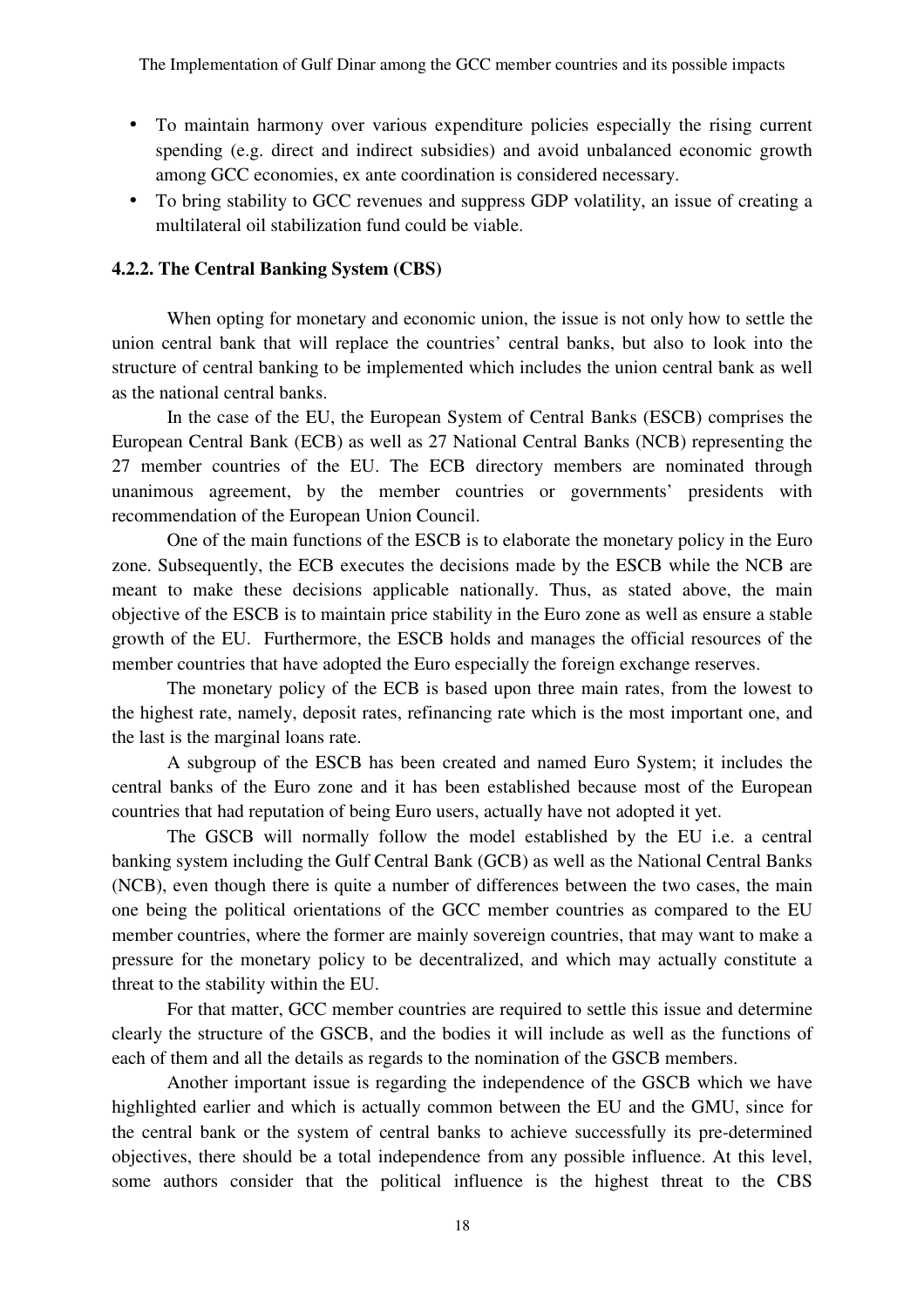- To maintain harmony over various expenditure policies especially the rising current spending (e.g. direct and indirect subsidies) and avoid unbalanced economic growth among GCC economies, ex ante coordination is considered necessary.
- To bring stability to GCC revenues and suppress GDP volatility, an issue of creating a multilateral oil stabilization fund could be viable.

### 4.2.2. The Central Banking System (CBS)

When opting for monetary and economic union, the issue is not only how to settle the union central bank that will replace the countries' central banks, but also to look into the structure of central banking to be implemented which includes the union central bank as well as the national central banks.

In the case of the EU, the European System of Central Banks (ESCB) comprises the European Central Bank (ECB) as well as 27 National Central Banks (NCB) representing the 27 member countries of the EU. The ECB directory members are nominated through unanimous agreement, by the member countries or governments' presidents with recommendation of the European Union Council.

One of the main functions of the ESCB is to elaborate the monetary policy in the Euro zone. Subsequently, the ECB executes the decisions made by the ESCB while the NCB are meant to make these decisions applicable nationally. Thus, as stated above, the main objective of the ESCB is to maintain price stability in the Euro zone as well as ensure a stable growth of the EU. Furthermore, the ESCB holds and manages the official resources of the member countries that have adopted the Euro especially the foreign exchange reserves.

The monetary policy of the ECB is based upon three main rates, from the lowest to the highest rate, namely, deposit rates, refinancing rate which is the most important one, and the last is the marginal loans rate.

A subgroup of the ESCB has been created and named Euro System; it includes the central banks of the Euro zone and it has been established because most of the European countries that had reputation of being Euro users, actually have not adopted it yet.

The GSCB will normally follow the model established by the EU i.e. a central banking system including the Gulf Central Bank (GCB) as well as the National Central Banks (NCB), even though there is quite a number of differences between the two cases, the main one being the political orientations of the GCC member countries as compared to the EU member countries, where the former are mainly sovereign countries, that may want to make a pressure for the monetary policy to be decentralized, and which may actually constitute a threat to the stability within the EU.

For that matter, GCC member countries are required to settle this issue and determine clearly the structure of the GSCB, and the bodies it will include as well as the functions of each of them and all the details as regards to the nomination of the GSCB members.

Another important issue is regarding the independence of the GSCB which we have highlighted earlier and which is actually common between the EU and the GMU, since for the central bank or the system of central banks to achieve successfully its pre-determined objectives, there should be a total independence from any possible influence. At this level, some authors consider that the political influence is the highest threat to the CBS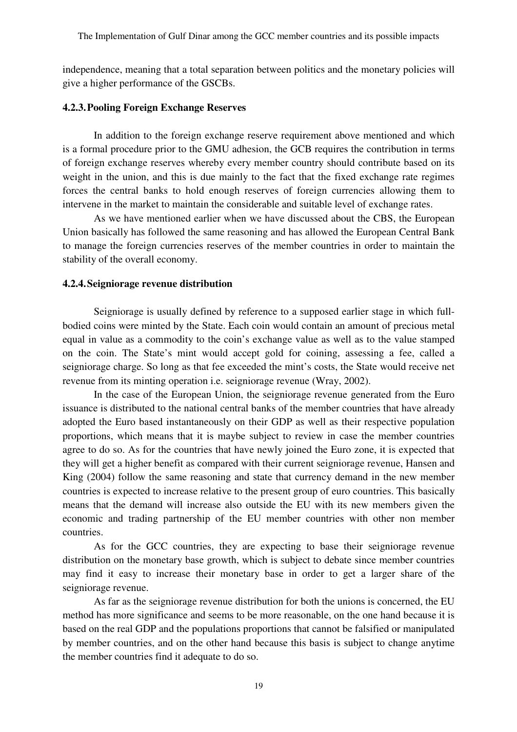independence, meaning that a total separation between politics and the monetary policies will give a higher performance of the GSCBs.

### 4.2.3. Pooling Foreign Exchange Reserves

In addition to the foreign exchange reserve requirement above mentioned and which is a formal procedure prior to the GMU adhesion, the GCB requires the contribution in terms of foreign exchange reserves whereby every member country should contribute based on its weight in the union, and this is due mainly to the fact that the fixed exchange rate regimes forces the central banks to hold enough reserves of foreign currencies allowing them to intervene in the market to maintain the considerable and suitable level of exchange rates.

As we have mentioned earlier when we have discussed about the CBS, the European Union basically has followed the same reasoning and has allowed the European Central Bank to manage the foreign currencies reserves of the member countries in order to maintain the stability of the overall economy.

### 4.2.4. Seigniorage revenue distribution

Seigniorage is usually defined by reference to a supposed earlier stage in which full-bodied coins were minted by the State. Each coin would contain an amount of precious metal equal in value as a commodity to the coin's exchange value as well as to the value stamped on the coin. The State's mint would accept gold for coining, assessing a fee, called a seigniorage charge. So long as that fee exceeded the mint's costs, the State would receive net revenue from its minting operation i.e. seigniorage revenue (Wray, 2002).

In the case of the European Union, the seigniorage revenue generated from the Euro issuance is distributed to the national central banks of the member countries that have already adopted the Euro based instantaneously on their GDP as well as their respective population proportions, which means that it is maybe subject to review in case the member countries agree to do so. As for the countries that have newly joined the Euro zone, it is expected that they will get a higher benefit as compared with their current seigniorage revenue, Hansen and King (2004) follow the same reasoning and state that currency demand in the new member countries is expected to increase relative to the present group of euro countries. This basically means that the demand will increase also outside the EU with its new members given the economic and trading partnership of the EU member countries with other non member countries.

As for the GCC countries, they are expecting to base their seigniorage revenue distribution on the monetary base growth, which is subject to debate since member countries may find it easy to increase their monetary base in order to get a larger share of the seigniorage revenue.

As far as the seigniorage revenue distribution for both the unions is concerned, the EU method has more significance and seems to be more reasonable, on the one hand because it is based on the real GDP and the populations proportions that cannot be falsified or manipulated by member countries, and on the other hand because this basis is subject to change anytime the member countries find it adequate to do so.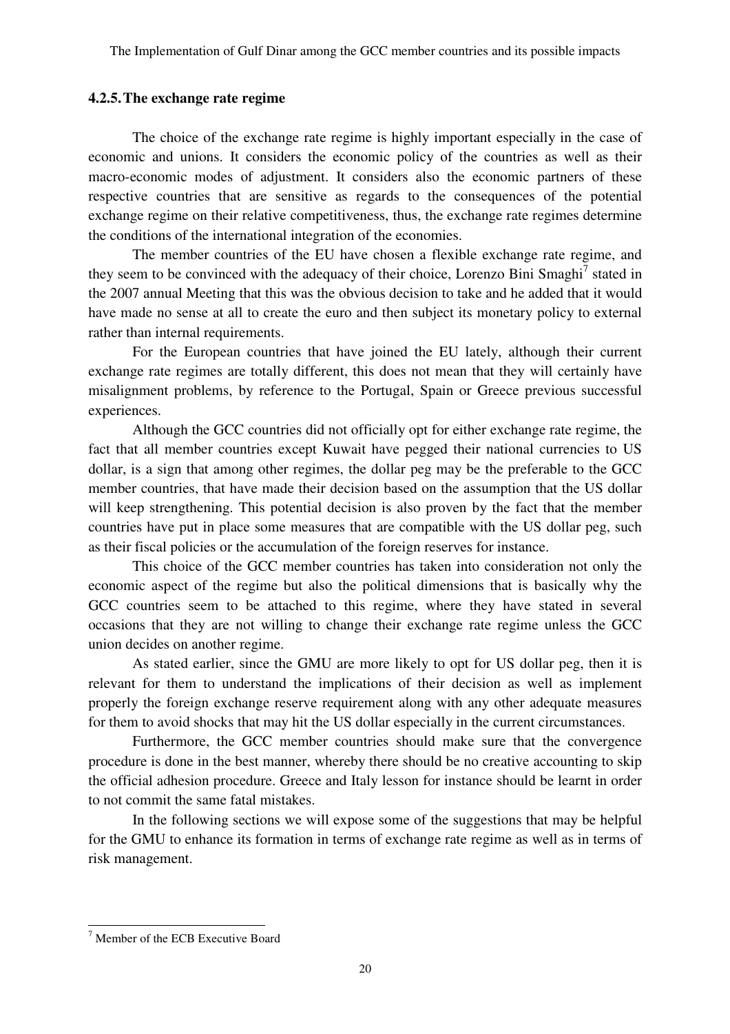### 4.2.5. The exchange rate regime

The choice of the exchange rate regime is highly important especially in the case of economic and unions. It considers the economic policy of the countries as well as their macro-economic modes of adjustment. It considers also the economic partners of these respective countries that are sensitive as regards to the consequences of the potential exchange regime on their relative competitiveness, thus, the exchange rate regimes determine the conditions of the international integration of the economies.

The member countries of the EU have chosen a flexible exchange rate regime, and they seem to be convinced with the adequacy of their choice, Lorenzo Bini Smaghi[7] stated in the 2007 annual Meeting that this was the obvious decision to take and he added that it would have made no sense at all to create the euro and then subject its monetary policy to external rather than internal requirements.

For the European countries that have joined the EU lately, although their current exchange rate regimes are totally different, this does not mean that they will certainly have misalignment problems, by reference to the Portugal, Spain or Greece previous successful experiences.

Although the GCC countries did not officially opt for either exchange rate regime, the fact that all member countries except Kuwait have pegged their national currencies to US dollar, is a sign that among other regimes, the dollar peg may be the preferable to the GCC member countries, that have made their decision based on the assumption that the US dollar will keep strengthening. This potential decision is also proven by the fact that the member countries have put in place some measures that are compatible with the US dollar peg, such as their fiscal policies or the accumulation of the foreign reserves for instance.

This choice of the GCC member countries has taken into consideration not only the economic aspect of the regime but also the political dimensions that is basically why the GCC countries seem to be attached to this regime, where they have stated in several occasions that they are not willing to change their exchange rate regime unless the GCC union decides on another regime.

As stated earlier, since the GMU are more likely to opt for US dollar peg, then it is relevant for them to understand the implications of their decision as well as implement properly the foreign exchange reserve requirement along with any other adequate measures for them to avoid shocks that may hit the US dollar especially in the current circumstances.

Furthermore, the GCC member countries should make sure that the convergence procedure is done in the best manner, whereby there should be no creative accounting to skip the official adhesion procedure. Greece and Italy lesson for instance should be learnt in order to not commit the same fatal mistakes.

In the following sections we will expose some of the suggestions that may be helpful for the GMU to enhance its formation in terms of exchange rate regime as well as in terms of risk management.

---

[7] Member of the ECB Executive Board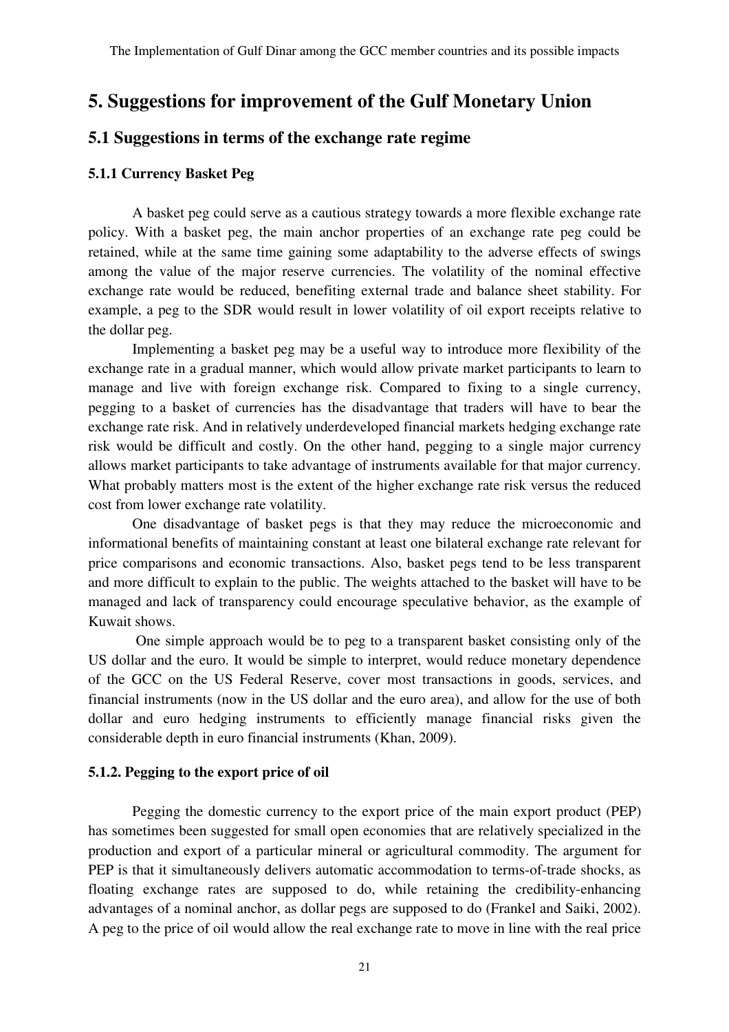# 5. Suggestions for improvement of the Gulf Monetary Union

## 5.1 Suggestions in terms of the exchange rate regime

### 5.1.1 Currency Basket Peg

A basket peg could serve as a cautious strategy towards a more flexible exchange rate policy. With a basket peg, the main anchor properties of an exchange rate peg could be retained, while at the same time gaining some adaptability to the adverse effects of swings among the value of the major reserve currencies. The volatility of the nominal effective exchange rate would be reduced, benefiting external trade and balance sheet stability. For example, a peg to the SDR would result in lower volatility of oil export receipts relative to the dollar peg.

Implementing a basket peg may be a useful way to introduce more flexibility of the exchange rate in a gradual manner, which would allow private market participants to learn to manage and live with foreign exchange risk. Compared to fixing to a single currency, pegging to a basket of currencies has the disadvantage that traders will have to bear the exchange rate risk. And in relatively underdeveloped financial markets hedging exchange rate risk would be difficult and costly. On the other hand, pegging to a single major currency allows market participants to take advantage of instruments available for that major currency. What probably matters most is the extent of the higher exchange rate risk versus the reduced cost from lower exchange rate volatility.

One disadvantage of basket pegs is that they may reduce the microeconomic and informational benefits of maintaining constant at least one bilateral exchange rate relevant for price comparisons and economic transactions. Also, basket pegs tend to be less transparent and more difficult to explain to the public. The weights attached to the basket will have to be managed and lack of transparency could encourage speculative behavior, as the example of Kuwait shows.

One simple approach would be to peg to a transparent basket consisting only of the US dollar and the euro. It would be simple to interpret, would reduce monetary dependence of the GCC on the US Federal Reserve, cover most transactions in goods, services, and financial instruments (now in the US dollar and the euro area), and allow for the use of both dollar and euro hedging instruments to efficiently manage financial risks given the considerable depth in euro financial instruments (Khan, 2009).

### 5.1.2. Pegging to the export price of oil

Pegging the domestic currency to the export price of the main export product (PEP) has sometimes been suggested for small open economies that are relatively specialized in the production and export of a particular mineral or agricultural commodity. The argument for PEP is that it simultaneously delivers automatic accommodation to terms-of-trade shocks, as floating exchange rates are supposed to do, while retaining the credibility-enhancing advantages of a nominal anchor, as dollar pegs are supposed to do (Frankel and Saiki, 2002). A peg to the price of oil would allow the real exchange rate to move in line with the real price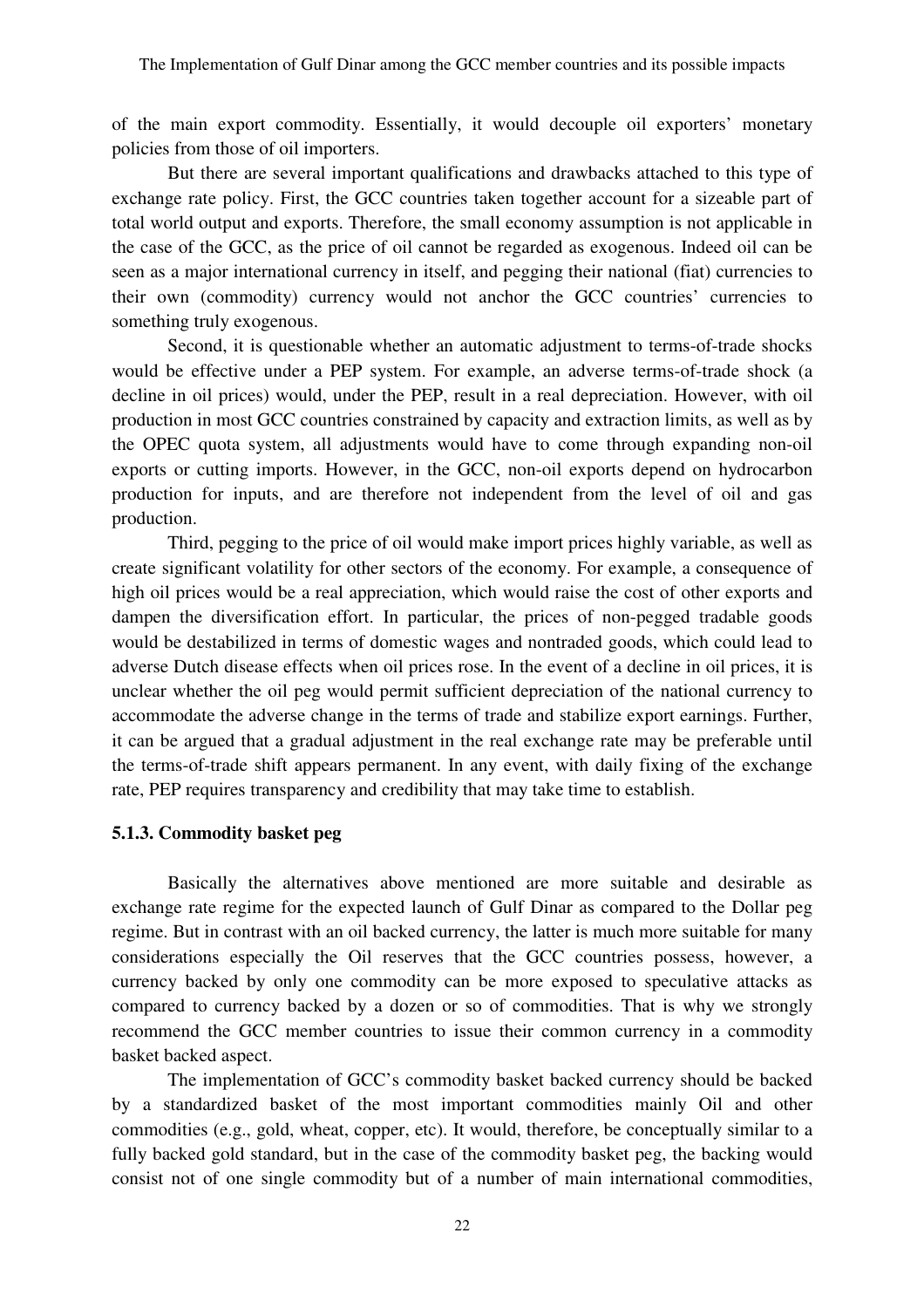of the main export commodity. Essentially, it would decouple oil exporters' monetary policies from those of oil importers.

But there are several important qualifications and drawbacks attached to this type of exchange rate policy. First, the GCC countries taken together account for a sizeable part of total world output and exports. Therefore, the small economy assumption is not applicable in the case of the GCC, as the price of oil cannot be regarded as exogenous. Indeed oil can be seen as a major international currency in itself, and pegging their national (fiat) currencies to their own (commodity) currency would not anchor the GCC countries' currencies to something truly exogenous.

Second, it is questionable whether an automatic adjustment to terms-of-trade shocks would be effective under a PEP system. For example, an adverse terms-of-trade shock (a decline in oil prices) would, under the PEP, result in a real depreciation. However, with oil production in most GCC countries constrained by capacity and extraction limits, as well as by the OPEC quota system, all adjustments would have to come through expanding non-oil exports or cutting imports. However, in the GCC, non-oil exports depend on hydrocarbon production for inputs, and are therefore not independent from the level of oil and gas production.

Third, pegging to the price of oil would make import prices highly variable, as well as create significant volatility for other sectors of the economy. For example, a consequence of high oil prices would be a real appreciation, which would raise the cost of other exports and dampen the diversification effort. In particular, the prices of non-pegged tradable goods would be destabilized in terms of domestic wages and nontraded goods, which could lead to adverse Dutch disease effects when oil prices rose. In the event of a decline in oil prices, it is unclear whether the oil peg would permit sufficient depreciation of the national currency to accommodate the adverse change in the terms of trade and stabilize export earnings. Further, it can be argued that a gradual adjustment in the real exchange rate may be preferable until the terms-of-trade shift appears permanent. In any event, with daily fixing of the exchange rate, PEP requires transparency and credibility that may take time to establish.

### 5.1.3. Commodity basket peg

Basically the alternatives above mentioned are more suitable and desirable as exchange rate regime for the expected launch of Gulf Dinar as compared to the Dollar peg regime. But in contrast with an oil backed currency, the latter is much more suitable for many considerations especially the Oil reserves that the GCC countries possess, however, a currency backed by only one commodity can be more exposed to speculative attacks as compared to currency backed by a dozen or so of commodities. That is why we strongly recommend the GCC member countries to issue their common currency in a commodity basket backed aspect.

The implementation of GCC's commodity basket backed currency should be backed by a standardized basket of the most important commodities mainly Oil and other commodities (e.g., gold, wheat, copper, etc). It would, therefore, be conceptually similar to a fully backed gold standard, but in the case of the commodity basket peg, the backing would consist not of one single commodity but of a number of main international commodities,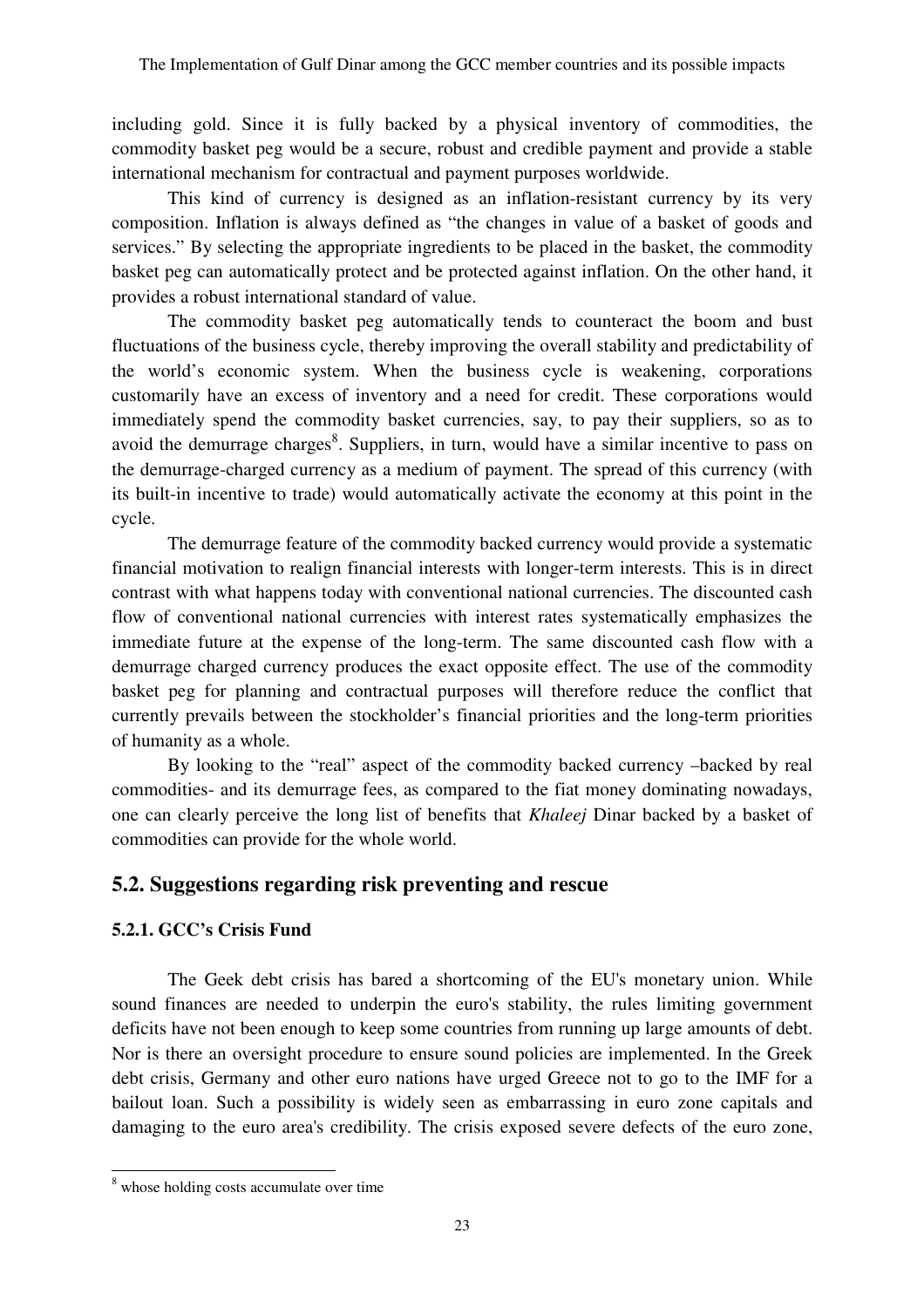including gold. Since it is fully backed by a physical inventory of commodities, the commodity basket peg would be a secure, robust and credible payment and provide a stable international mechanism for contractual and payment purposes worldwide.

This kind of currency is designed as an inflation-resistant currency by its very composition. Inflation is always defined as "the changes in value of a basket of goods and services." By selecting the appropriate ingredients to be placed in the basket, the commodity basket peg can automatically protect and be protected against inflation. On the other hand, it provides a robust international standard of value.

The commodity basket peg automatically tends to counteract the boom and bust fluctuations of the business cycle, thereby improving the overall stability and predictability of the world's economic system. When the business cycle is weakening, corporations customarily have an excess of inventory and a need for credit. These corporations would immediately spend the commodity basket currencies, say, to pay their suppliers, so as to avoid the demurrage charges[8]. Suppliers, in turn, would have a similar incentive to pass on the demurrage-charged currency as a medium of payment. The spread of this currency (with its built-in incentive to trade) would automatically activate the economy at this point in the cycle.

The demurrage feature of the commodity backed currency would provide a systematic financial motivation to realign financial interests with longer-term interests. This is in direct contrast with what happens today with conventional national currencies. The discounted cash flow of conventional national currencies with interest rates systematically emphasizes the immediate future at the expense of the long-term. The same discounted cash flow with a demurrage charged currency produces the exact opposite effect. The use of the commodity basket peg for planning and contractual purposes will therefore reduce the conflict that currently prevails between the stockholder's financial priorities and the long-term priorities of humanity as a whole.

By looking to the "real" aspect of the commodity backed currency –backed by real commodities- and its demurrage fees, as compared to the fiat money dominating nowadays, one can clearly perceive the long list of benefits that *Khaleej* Dinar backed by a basket of commodities can provide for the whole world.

## 5.2. Suggestions regarding risk preventing and rescue

### 5.2.1. GCC's Crisis Fund

The Geek debt crisis has bared a shortcoming of the EU's monetary union. While sound finances are needed to underpin the euro's stability, the rules limiting government deficits have not been enough to keep some countries from running up large amounts of debt. Nor is there an oversight procedure to ensure sound policies are implemented. In the Greek debt crisis, Germany and other euro nations have urged Greece not to go to the IMF for a bailout loan. Such a possibility is widely seen as embarrassing in euro zone capitals and damaging to the euro area's credibility. The crisis exposed severe defects of the euro zone,

[8] whose holding costs accumulate over time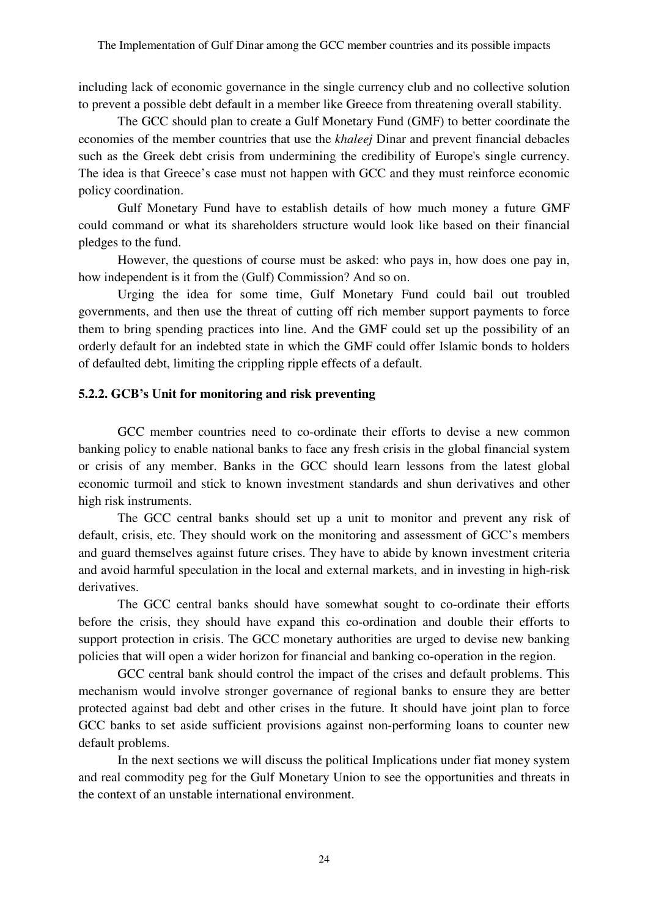including lack of economic governance in the single currency club and no collective solution to prevent a possible debt default in a member like Greece from threatening overall stability.

The GCC should plan to create a Gulf Monetary Fund (GMF) to better coordinate the economies of the member countries that use the *khaleej* Dinar and prevent financial debacles such as the Greek debt crisis from undermining the credibility of Europe's single currency. The idea is that Greece's case must not happen with GCC and they must reinforce economic policy coordination.

Gulf Monetary Fund have to establish details of how much money a future GMF could command or what its shareholders structure would look like based on their financial pledges to the fund.

However, the questions of course must be asked: who pays in, how does one pay in, how independent is it from the (Gulf) Commission? And so on.

Urging the idea for some time, Gulf Monetary Fund could bail out troubled governments, and then use the threat of cutting off rich member support payments to force them to bring spending practices into line. And the GMF could set up the possibility of an orderly default for an indebted state in which the GMF could offer Islamic bonds to holders of defaulted debt, limiting the crippling ripple effects of a default.

### 5.2.2. GCB's Unit for monitoring and risk preventing

GCC member countries need to co-ordinate their efforts to devise a new common banking policy to enable national banks to face any fresh crisis in the global financial system or crisis of any member. Banks in the GCC should learn lessons from the latest global economic turmoil and stick to known investment standards and shun derivatives and other high risk instruments.

The GCC central banks should set up a unit to monitor and prevent any risk of default, crisis, etc. They should work on the monitoring and assessment of GCC's members and guard themselves against future crises. They have to abide by known investment criteria and avoid harmful speculation in the local and external markets, and in investing in high-risk derivatives.

The GCC central banks should have somewhat sought to co-ordinate their efforts before the crisis, they should have expand this co-ordination and double their efforts to support protection in crisis. The GCC monetary authorities are urged to devise new banking policies that will open a wider horizon for financial and banking co-operation in the region.

GCC central bank should control the impact of the crises and default problems. This mechanism would involve stronger governance of regional banks to ensure they are better protected against bad debt and other crises in the future. It should have joint plan to force GCC banks to set aside sufficient provisions against non-performing loans to counter new default problems.

In the next sections we will discuss the political Implications under fiat money system and real commodity peg for the Gulf Monetary Union to see the opportunities and threats in the context of an unstable international environment.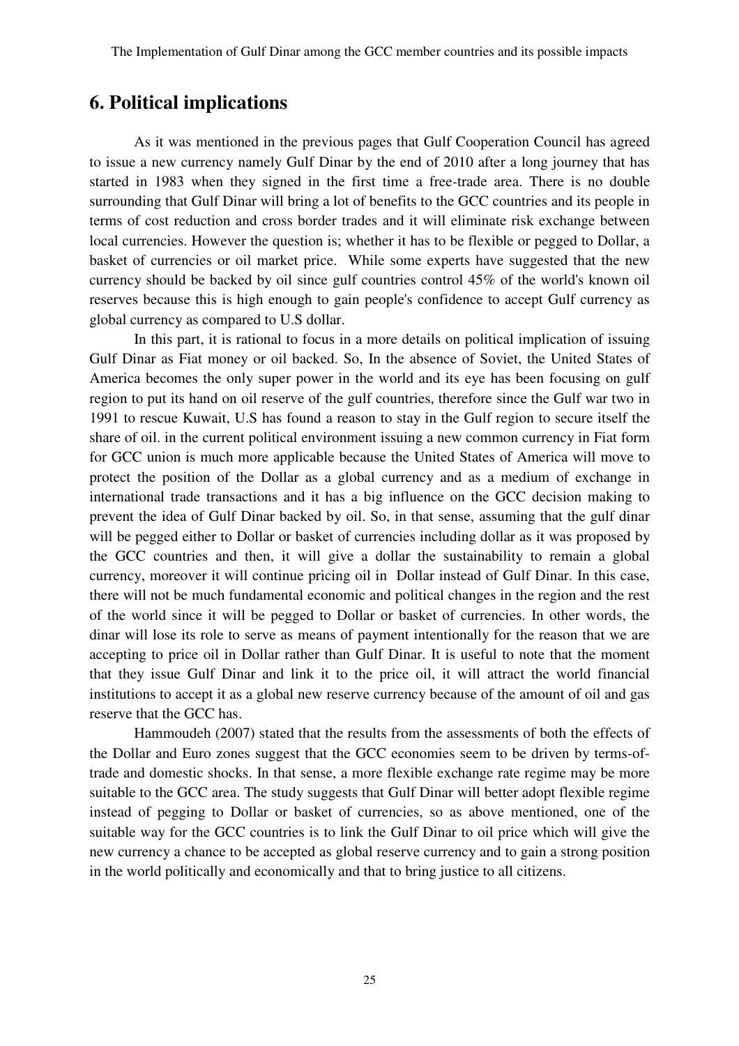## 6. Political implications

As it was mentioned in the previous pages that Gulf Cooperation Council has agreed to issue a new currency namely Gulf Dinar by the end of 2010 after a long journey that has started in 1983 when they signed in the first time a free-trade area. There is no double surrounding that Gulf Dinar will bring a lot of benefits to the GCC countries and its people in terms of cost reduction and cross border trades and it will eliminate risk exchange between local currencies. However the question is; whether it has to be flexible or pegged to Dollar, a basket of currencies or oil market price. While some experts have suggested that the new currency should be backed by oil since gulf countries control 45% of the world's known oil reserves because this is high enough to gain people's confidence to accept Gulf currency as global currency as compared to U.S dollar.

In this part, it is rational to focus in a more details on political implication of issuing Gulf Dinar as Fiat money or oil backed. So, In the absence of Soviet, the United States of America becomes the only super power in the world and its eye has been focusing on gulf region to put its hand on oil reserve of the gulf countries, therefore since the Gulf war two in 1991 to rescue Kuwait, U.S has found a reason to stay in the Gulf region to secure itself the share of oil. in the current political environment issuing a new common currency in Fiat form for GCC union is much more applicable because the United States of America will move to protect the position of the Dollar as a global currency and as a medium of exchange in international trade transactions and it has a big influence on the GCC decision making to prevent the idea of Gulf Dinar backed by oil. So, in that sense, assuming that the gulf dinar will be pegged either to Dollar or basket of currencies including dollar as it was proposed by the GCC countries and then, it will give a dollar the sustainability to remain a global currency, moreover it will continue pricing oil in Dollar instead of Gulf Dinar. In this case, there will not be much fundamental economic and political changes in the region and the rest of the world since it will be pegged to Dollar or basket of currencies. In other words, the dinar will lose its role to serve as means of payment intentionally for the reason that we are accepting to price oil in Dollar rather than Gulf Dinar. It is useful to note that the moment that they issue Gulf Dinar and link it to the price oil, it will attract the world financial institutions to accept it as a global new reserve currency because of the amount of oil and gas reserve that the GCC has.

Hammoudeh (2007) stated that the results from the assessments of both the effects of the Dollar and Euro zones suggest that the GCC economies seem to be driven by terms-of-trade and domestic shocks. In that sense, a more flexible exchange rate regime may be more suitable to the GCC area. The study suggests that Gulf Dinar will better adopt flexible regime instead of pegging to Dollar or basket of currencies, so as above mentioned, one of the suitable way for the GCC countries is to link the Gulf Dinar to oil price which will give the new currency a chance to be accepted as global reserve currency and to gain a strong position in the world politically and economically and that to bring justice to all citizens.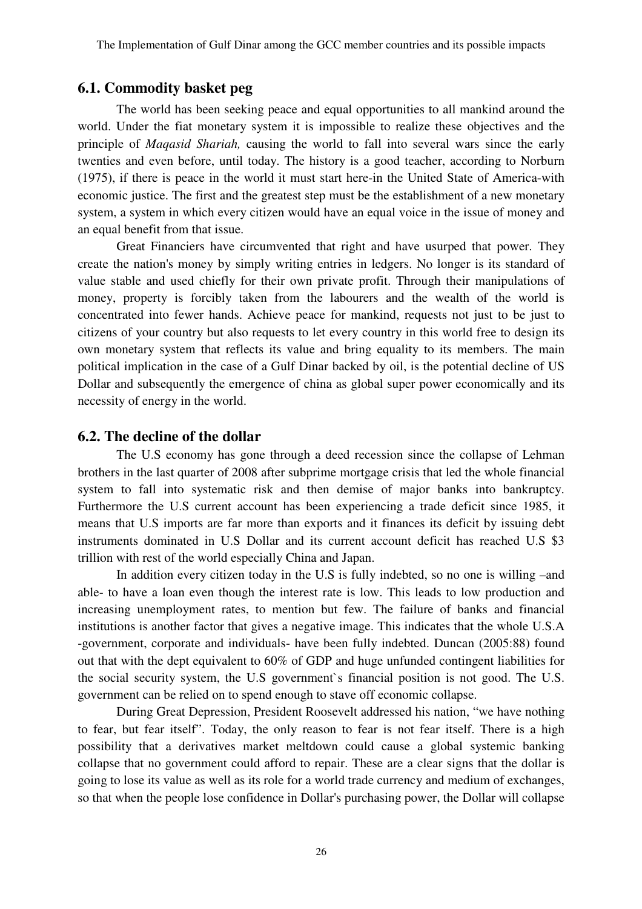## 6.1. Commodity basket peg

The world has been seeking peace and equal opportunities to all mankind around the world. Under the fiat monetary system it is impossible to realize these objectives and the principle of *Maqasid Shariah,* causing the world to fall into several wars since the early twenties and even before, until today. The history is a good teacher, according to Norburn (1975), if there is peace in the world it must start here-in the United State of America-with economic justice. The first and the greatest step must be the establishment of a new monetary system, a system in which every citizen would have an equal voice in the issue of money and an equal benefit from that issue.

Great Financiers have circumvented that right and have usurped that power. They create the nation's money by simply writing entries in ledgers. No longer is its standard of value stable and used chiefly for their own private profit. Through their manipulations of money, property is forcibly taken from the labourers and the wealth of the world is concentrated into fewer hands. Achieve peace for mankind, requests not just to be just to citizens of your country but also requests to let every country in this world free to design its own monetary system that reflects its value and bring equality to its members. The main political implication in the case of a Gulf Dinar backed by oil, is the potential decline of US Dollar and subsequently the emergence of china as global super power economically and its necessity of energy in the world.

## 6.2. The decline of the dollar

The U.S economy has gone through a deed recession since the collapse of Lehman brothers in the last quarter of 2008 after subprime mortgage crisis that led the whole financial system to fall into systematic risk and then demise of major banks into bankruptcy. Furthermore the U.S current account has been experiencing a trade deficit since 1985, it means that U.S imports are far more than exports and it finances its deficit by issuing debt instruments dominated in U.S Dollar and its current account deficit has reached U.S $3 trillion with rest of the world especially China and Japan.

In addition every citizen today in the U.S is fully indebted, so no one is willing –and able- to have a loan even though the interest rate is low. This leads to low production and increasing unemployment rates, to mention but few. The failure of banks and financial institutions is another factor that gives a negative image. This indicates that the whole U.S.A -government, corporate and individuals- have been fully indebted. Duncan (2005:88) found out that with the dept equivalent to 60% of GDP and huge unfunded contingent liabilities for the social security system, the U.S government`s financial position is not good. The U.S. government can be relied on to spend enough to stave off economic collapse.

During Great Depression, President Roosevelt addressed his nation, "we have nothing to fear, but fear itself". Today, the only reason to fear is not fear itself. There is a high possibility that a derivatives market meltdown could cause a global systemic banking collapse that no government could afford to repair. These are a clear signs that the dollar is going to lose its value as well as its role for a world trade currency and medium of exchanges, so that when the people lose confidence in Dollar's purchasing power, the Dollar will collapse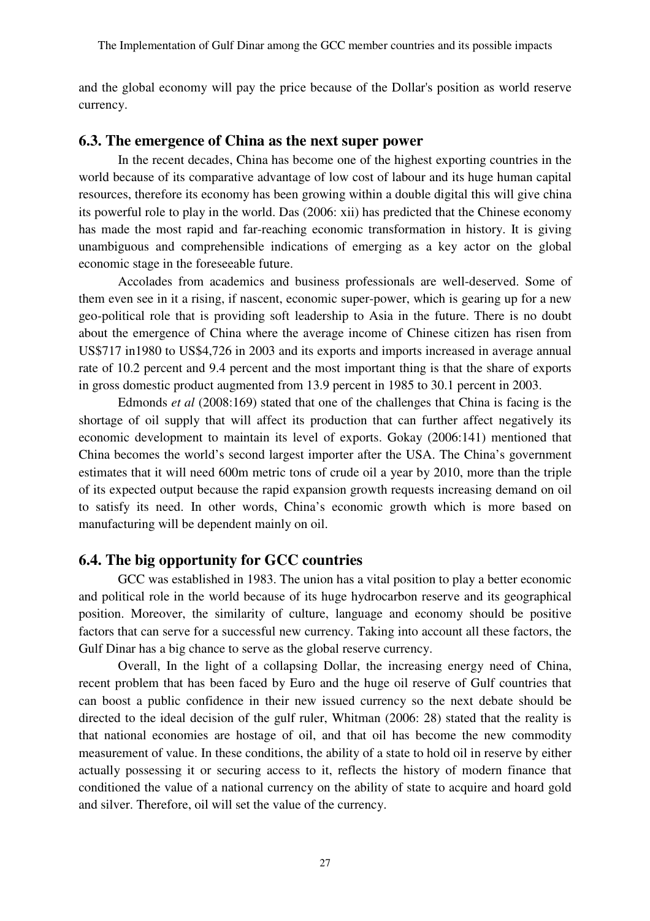and the global economy will pay the price because of the Dollar's position as world reserve currency.

## 6.3. The emergence of China as the next super power

In the recent decades, China has become one of the highest exporting countries in the world because of its comparative advantage of low cost of labour and its huge human capital resources, therefore its economy has been growing within a double digital this will give china its powerful role to play in the world. Das (2006: xii) has predicted that the Chinese economy has made the most rapid and far-reaching economic transformation in history. It is giving unambiguous and comprehensible indications of emerging as a key actor on the global economic stage in the foreseeable future.

Accolades from academics and business professionals are well-deserved. Some of them even see in it a rising, if nascent, economic super-power, which is gearing up for a new geo-political role that is providing soft leadership to Asia in the future. There is no doubt about the emergence of China where the average income of Chinese citizen has risen from US$717 in1980 to US$4,726 in 2003 and its exports and imports increased in average annual rate of 10.2 percent and 9.4 percent and the most important thing is that the share of exports in gross domestic product augmented from 13.9 percent in 1985 to 30.1 percent in 2003.

Edmonds *et al* (2008:169) stated that one of the challenges that China is facing is the shortage of oil supply that will affect its production that can further affect negatively its economic development to maintain its level of exports. Gokay (2006:141) mentioned that China becomes the world's second largest importer after the USA. The China's government estimates that it will need 600m metric tons of crude oil a year by 2010, more than the triple of its expected output because the rapid expansion growth requests increasing demand on oil to satisfy its need. In other words, China's economic growth which is more based on manufacturing will be dependent mainly on oil.

## 6.4. The big opportunity for GCC countries

GCC was established in 1983. The union has a vital position to play a better economic and political role in the world because of its huge hydrocarbon reserve and its geographical position. Moreover, the similarity of culture, language and economy should be positive factors that can serve for a successful new currency. Taking into account all these factors, the Gulf Dinar has a big chance to serve as the global reserve currency.

Overall, In the light of a collapsing Dollar, the increasing energy need of China, recent problem that has been faced by Euro and the huge oil reserve of Gulf countries that can boost a public confidence in their new issued currency so the next debate should be directed to the ideal decision of the gulf ruler, Whitman (2006: 28) stated that the reality is that national economies are hostage of oil, and that oil has become the new commodity measurement of value. In these conditions, the ability of a state to hold oil in reserve by either actually possessing it or securing access to it, reflects the history of modern finance that conditioned the value of a national currency on the ability of state to acquire and hoard gold and silver. Therefore, oil will set the value of the currency.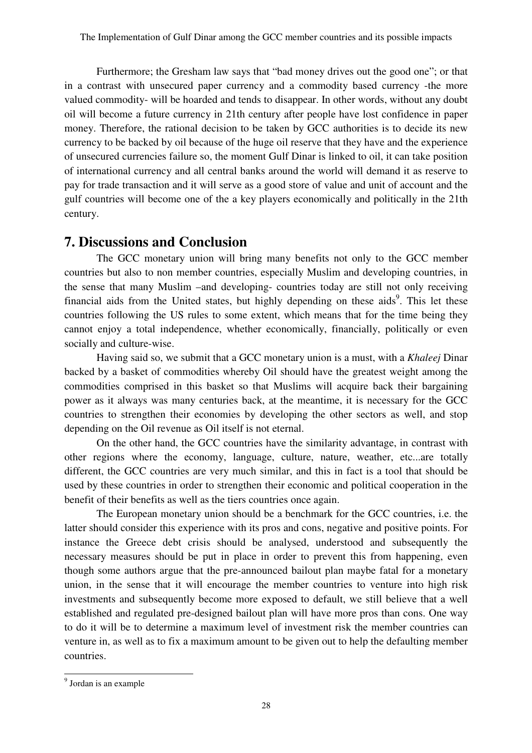Furthermore; the Gresham law says that "bad money drives out the good one"; or that in a contrast with unsecured paper currency and a commodity based currency -the more valued commodity- will be hoarded and tends to disappear. In other words, without any doubt oil will become a future currency in 21th century after people have lost confidence in paper money. Therefore, the rational decision to be taken by GCC authorities is to decide its new currency to be backed by oil because of the huge oil reserve that they have and the experience of unsecured currencies failure so, the moment Gulf Dinar is linked to oil, it can take position of international currency and all central banks around the world will demand it as reserve to pay for trade transaction and it will serve as a good store of value and unit of account and the gulf countries will become one of the a key players economically and politically in the 21th century.

## 7. Discussions and Conclusion

The GCC monetary union will bring many benefits not only to the GCC member countries but also to non member countries, especially Muslim and developing countries, in the sense that many Muslim –and developing- countries today are still not only receiving financial aids from the United states, but highly depending on these aids[9]. This let these countries following the US rules to some extent, which means that for the time being they cannot enjoy a total independence, whether economically, financially, politically or even socially and culture-wise.

Having said so, we submit that a GCC monetary union is a must, with a *Khaleej* Dinar backed by a basket of commodities whereby Oil should have the greatest weight among the commodities comprised in this basket so that Muslims will acquire back their bargaining power as it always was many centuries back, at the meantime, it is necessary for the GCC countries to strengthen their economies by developing the other sectors as well, and stop depending on the Oil revenue as Oil itself is not eternal.

On the other hand, the GCC countries have the similarity advantage, in contrast with other regions where the economy, language, culture, nature, weather, etc...are totally different, the GCC countries are very much similar, and this in fact is a tool that should be used by these countries in order to strengthen their economic and political cooperation in the benefit of their benefits as well as the tiers countries once again.

The European monetary union should be a benchmark for the GCC countries, i.e. the latter should consider this experience with its pros and cons, negative and positive points. For instance the Greece debt crisis should be analysed, understood and subsequently the necessary measures should be put in place in order to prevent this from happening, even though some authors argue that the pre-announced bailout plan maybe fatal for a monetary union, in the sense that it will encourage the member countries to venture into high risk investments and subsequently become more exposed to default, we still believe that a well established and regulated pre-designed bailout plan will have more pros than cons. One way to do it will be to determine a maximum level of investment risk the member countries can venture in, as well as to fix a maximum amount to be given out to help the defaulting member countries.

---

[9] Jordan is an example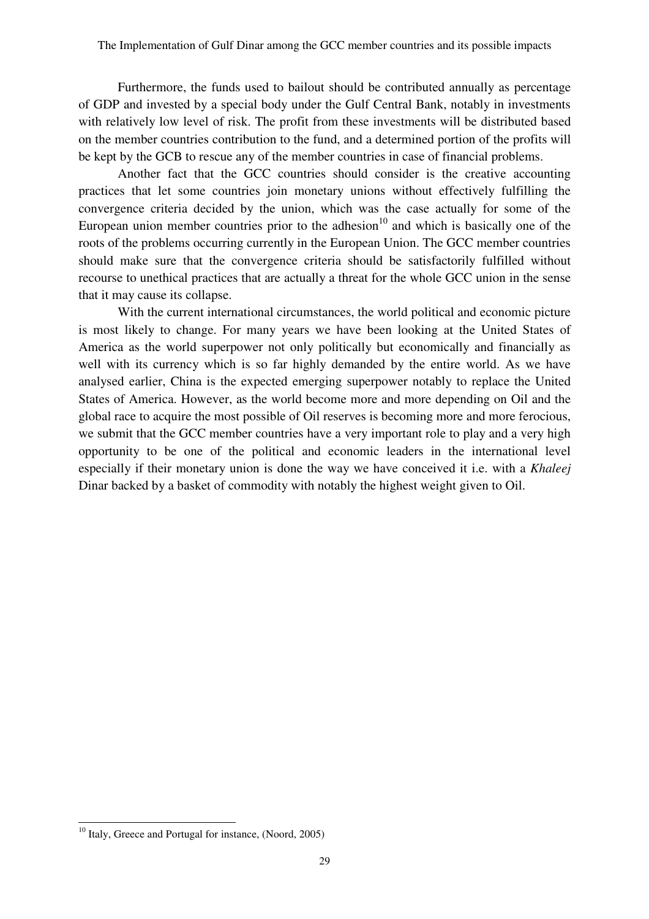Furthermore, the funds used to bailout should be contributed annually as percentage of GDP and invested by a special body under the Gulf Central Bank, notably in investments with relatively low level of risk. The profit from these investments will be distributed based on the member countries contribution to the fund, and a determined portion of the profits will be kept by the GCB to rescue any of the member countries in case of financial problems.

Another fact that the GCC countries should consider is the creative accounting practices that let some countries join monetary unions without effectively fulfilling the convergence criteria decided by the union, which was the case actually for some of the European union member countries prior to the adhesion[10] and which is basically one of the roots of the problems occurring currently in the European Union. The GCC member countries should make sure that the convergence criteria should be satisfactorily fulfilled without recourse to unethical practices that are actually a threat for the whole GCC union in the sense that it may cause its collapse.

With the current international circumstances, the world political and economic picture is most likely to change. For many years we have been looking at the United States of America as the world superpower not only politically but economically and financially as well with its currency which is so far highly demanded by the entire world. As we have analysed earlier, China is the expected emerging superpower notably to replace the United States of America. However, as the world become more and more depending on Oil and the global race to acquire the most possible of Oil reserves is becoming more and more ferocious, we submit that the GCC member countries have a very important role to play and a very high opportunity to be one of the political and economic leaders in the international level especially if their monetary union is done the way we have conceived it i.e. with a *Khaleej* Dinar backed by a basket of commodity with notably the highest weight given to Oil.

---

[10] Italy, Greece and Portugal for instance, (Noord, 2005)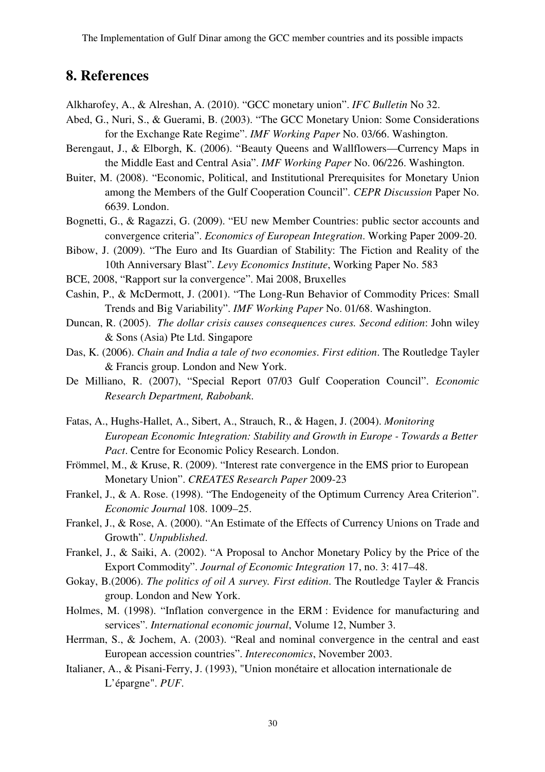## 8. References

Alkharofey, A., & Alreshan, A. (2010). "GCC monetary union". *IFC Bulletin* No 32.

Abed, G., Nuri, S., & Guerami, B. (2003). "The GCC Monetary Union: Some Considerations for the Exchange Rate Regime". *IMF Working Paper* No. 03/66. Washington.

Berengaut, J., & Elborgh, K. (2006). "Beauty Queens and Wallflowers—Currency Maps in the Middle East and Central Asia". *IMF Working Paper* No. 06/226. Washington.

Buiter, M. (2008). "Economic, Political, and Institutional Prerequisites for Monetary Union among the Members of the Gulf Cooperation Council". *CEPR Discussion* Paper No. 6639. London.

Bognetti, G., & Ragazzi, G. (2009). "EU new Member Countries: public sector accounts and convergence criteria". *Economics of European Integration*. Working Paper 2009-20.

Bibow, J. (2009). "The Euro and Its Guardian of Stability: The Fiction and Reality of the 10th Anniversary Blast". *Levy Economics Institute*, Working Paper No. 583

BCE, 2008, "Rapport sur la convergence". Mai 2008, Bruxelles

Cashin, P., & McDermott, J. (2001). "The Long-Run Behavior of Commodity Prices: Small Trends and Big Variability". *IMF Working Paper* No. 01/68. Washington.

Duncan, R. (2005). *The dollar crisis causes consequences cures. Second edition*: John wiley & Sons (Asia) Pte Ltd. Singapore

Das, K. (2006). *Chain and India a tale of two economies*. *First edition*. The Routledge Tayler & Francis group. London and New York.

De Milliano, R. (2007), "Special Report 07/03 Gulf Cooperation Council". *Economic Research Department, Rabobank*.

Fatas, A., Hughs-Hallet, A., Sibert, A., Strauch, R., & Hagen, J. (2004). *Monitoring European Economic Integration: Stability and Growth in Europe - Towards a Better Pact*. Centre for Economic Policy Research. London.

Frömmel, M., & Kruse, R. (2009). "Interest rate convergence in the EMS prior to European Monetary Union". *CREATES Research Paper* 2009-23

Frankel, J., & A. Rose. (1998). "The Endogeneity of the Optimum Currency Area Criterion". *Economic Journal* 108. 1009–25.

Frankel, J., & Rose, A. (2000). "An Estimate of the Effects of Currency Unions on Trade and Growth". *Unpublished*.

Frankel, J., & Saiki, A. (2002). "A Proposal to Anchor Monetary Policy by the Price of the Export Commodity". *Journal of Economic Integration* 17, no. 3: 417–48.

Gokay, B.(2006). *The politics of oil A survey. First edition*. The Routledge Tayler & Francis group. London and New York.

Holmes, M. (1998). "Inflation convergence in the ERM : Evidence for manufacturing and services". *International economic journal*, Volume 12, Number 3.

Herrman, S., & Jochem, A. (2003). "Real and nominal convergence in the central and east European accession countries". *Intereconomics*, November 2003.

Italianer, A., & Pisani-Ferry, J. (1993), "Union monétaire et allocation internationale de L'épargne". *PUF*.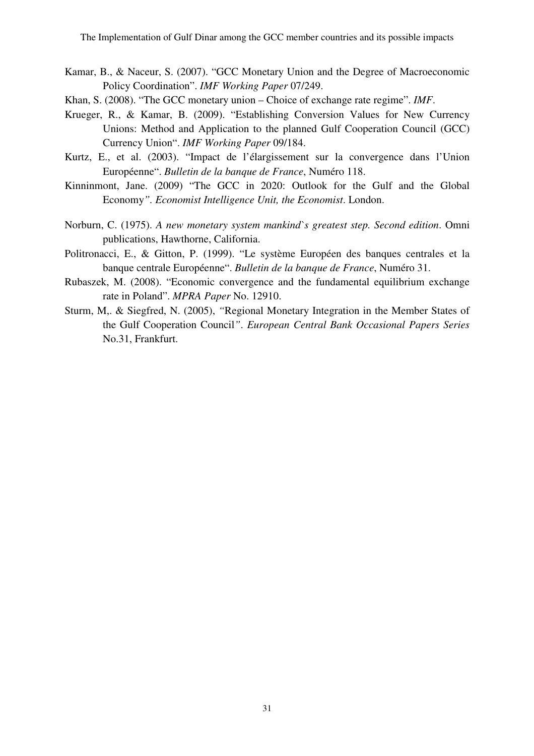Kamar, B., & Naceur, S. (2007). "GCC Monetary Union and the Degree of Macroeconomic Policy Coordination". *IMF Working Paper* 07/249.

Khan, S. (2008). "The GCC monetary union – Choice of exchange rate regime". *IMF*.

Krueger, R., & Kamar, B. (2009). "Establishing Conversion Values for New Currency Unions: Method and Application to the planned Gulf Cooperation Council (GCC) Currency Union". *IMF Working Paper* 09/184.

Kurtz, E., et al. (2003). "Impact de l'élargissement sur la convergence dans l'Union Européenne". *Bulletin de la banque de France*, Numéro 118.

Kinninmont, Jane. (2009) "The GCC in 2020: Outlook for the Gulf and the Global Economy". *Economist Intelligence Unit, the Economist*. London.

Norburn, C. (1975). *A new monetary system mankind`s greatest step. Second edition*. Omni publications, Hawthorne, California.

Politronacci, E., & Gitton, P. (1999). "Le système Européen des banques centrales et la banque centrale Européenne". *Bulletin de la banque de France*, Numéro 31.

Rubaszek, M. (2008). "Economic convergence and the fundamental equilibrium exchange rate in Poland". *MPRA Paper* No. 12910.

Sturm, M,. & Siegfred, N. (2005), "Regional Monetary Integration in the Member States of the Gulf Cooperation Council". *European Central Bank Occasional Papers Series* No.31, Frankfurt.